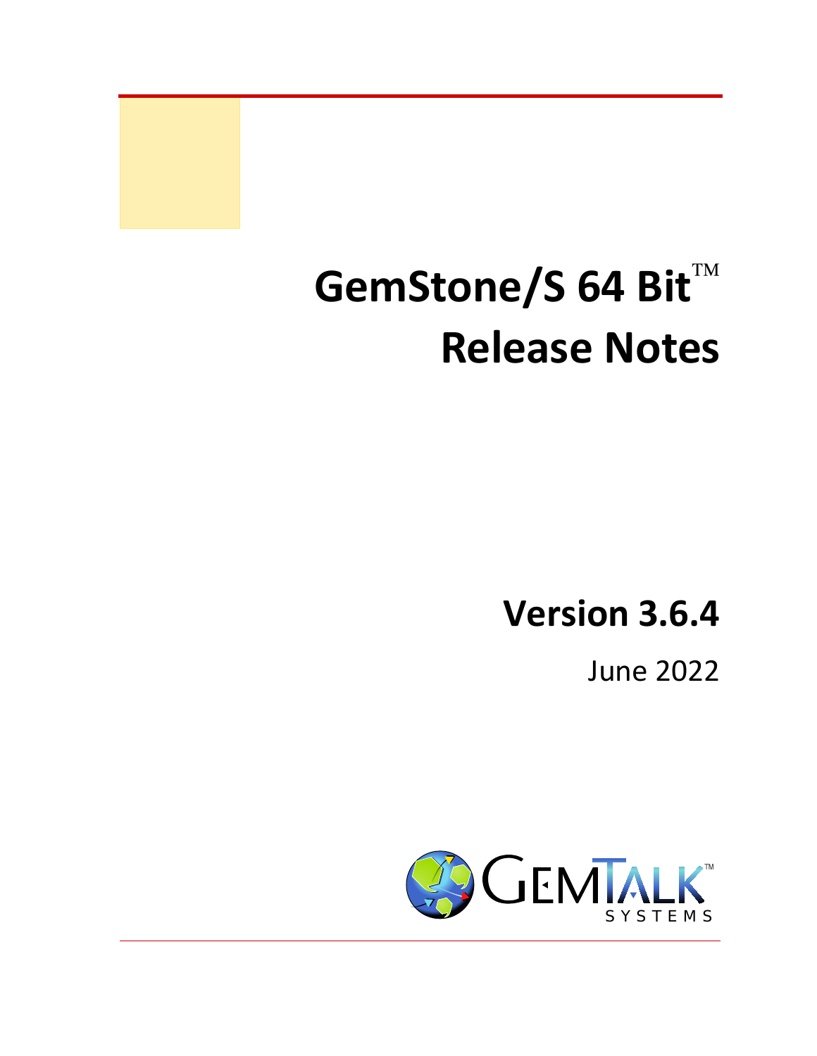# GemStone/S 64 Bit™ Release Notes

## Version 3.6.4

June 2022

GEMTALK™ SYSTEMS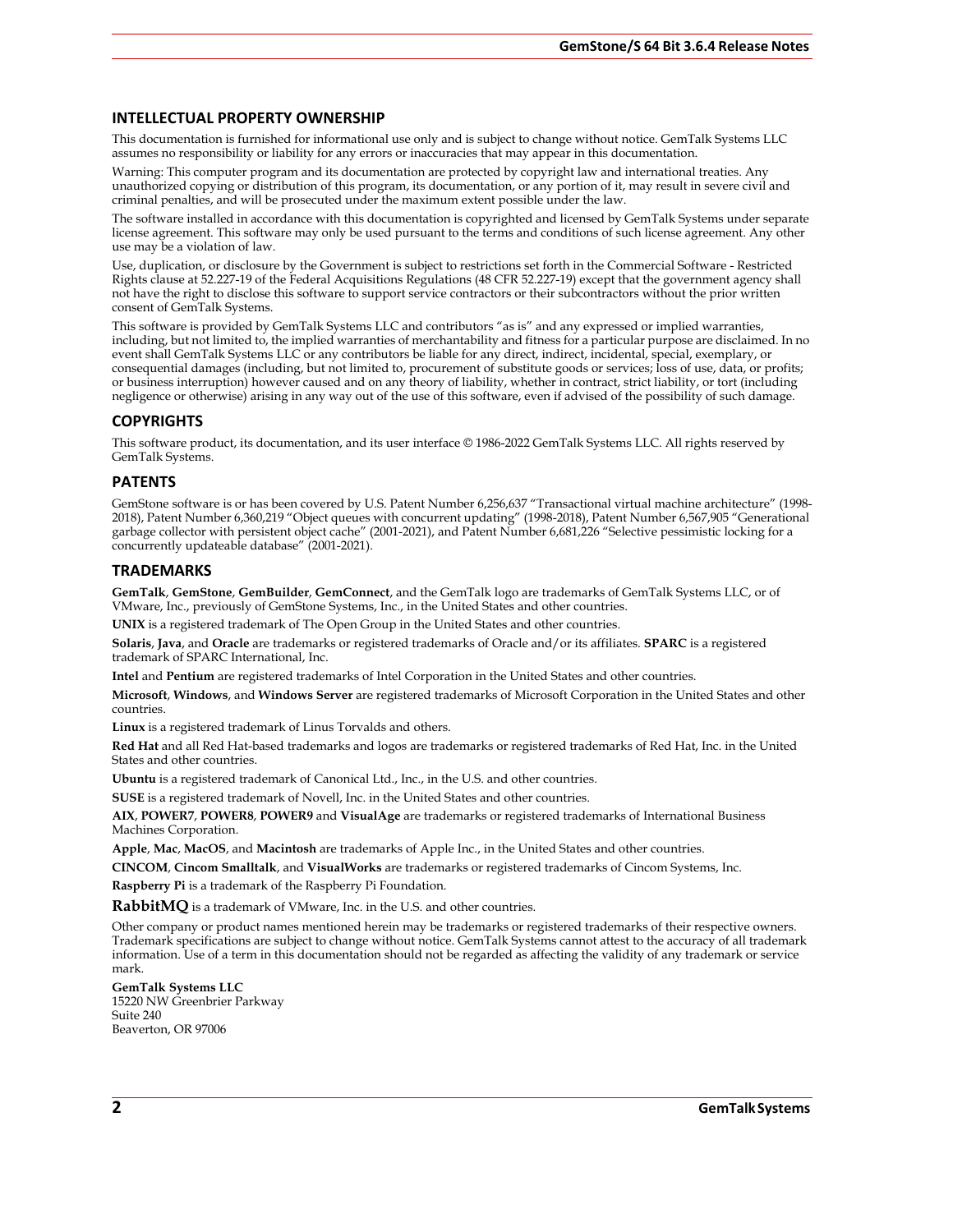## INTELLECTUAL PROPERTY OWNERSHIP

This documentation is furnished for informational use only and is subject to change without notice. GemTalk Systems LLC assumes no responsibility or liability for any errors or inaccuracies that may appear in this documentation.

Warning: This computer program and its documentation are protected by copyright law and international treaties. Any unauthorized copying or distribution of this program, its documentation, or any portion of it, may result in severe civil and criminal penalties, and will be prosecuted under the maximum extent possible under the law.

The software installed in accordance with this documentation is copyrighted and licensed by GemTalk Systems under separate license agreement. This software may only be used pursuant to the terms and conditions of such license agreement. Any other use may be a violation of law.

Use, duplication, or disclosure by the Government is subject to restrictions set forth in the Commercial Software - Restricted Rights clause at 52.227-19 of the Federal Acquisitions Regulations (48 CFR 52.227-19) except that the government agency shall not have the right to disclose this software to support service contractors or their subcontractors without the prior written consent of GemTalk Systems.

This software is provided by GemTalk Systems LLC and contributors "as is" and any expressed or implied warranties, including, but not limited to, the implied warranties of merchantability and fitness for a particular purpose are disclaimed. In no event shall GemTalk Systems LLC or any contributors be liable for any direct, indirect, incidental, special, exemplary, or consequential damages (including, but not limited to, procurement of substitute goods or services; loss of use, data, or profits; or business interruption) however caused and on any theory of liability, whether in contract, strict liability, or tort (including negligence or otherwise) arising in any way out of the use of this software, even if advised of the possibility of such damage.

## COPYRIGHTS

This software product, its documentation, and its user interface © 1986-2022 GemTalk Systems LLC. All rights reserved by GemTalk Systems.

## PATENTS

GemStone software is or has been covered by U.S. Patent Number 6,256,637 "Transactional virtual machine architecture" (1998-2018), Patent Number 6,360,219 "Object queues with concurrent updating" (1998-2018), Patent Number 6,567,905 "Generational garbage collector with persistent object cache" (2001-2021), and Patent Number 6,681,226 "Selective pessimistic locking for a concurrently updateable database" (2001-2021).

## TRADEMARKS

**GemTalk**, **GemStone**, **GemBuilder**, **GemConnect**, and the GemTalk logo are trademarks of GemTalk Systems LLC, or of VMware, Inc., previously of GemStone Systems, Inc., in the United States and other countries.

**UNIX** is a registered trademark of The Open Group in the United States and other countries.

**Solaris**, **Java**, and **Oracle** are trademarks or registered trademarks of Oracle and/or its affiliates. **SPARC** is a registered trademark of SPARC International, Inc.

**Intel** and **Pentium** are registered trademarks of Intel Corporation in the United States and other countries.

**Microsoft**, **Windows**, and **Windows Server** are registered trademarks of Microsoft Corporation in the United States and other countries.

**Linux** is a registered trademark of Linus Torvalds and others.

**Red Hat** and all Red Hat-based trademarks and logos are trademarks or registered trademarks of Red Hat, Inc. in the United States and other countries.

**Ubuntu** is a registered trademark of Canonical Ltd., Inc., in the U.S. and other countries.

**SUSE** is a registered trademark of Novell, Inc. in the United States and other countries.

**AIX**, **POWER7**, **POWER8**, **POWER9** and **VisualAge** are trademarks or registered trademarks of International Business Machines Corporation.

**Apple**, **Mac**, **MacOS**, and **Macintosh** are trademarks of Apple Inc., in the United States and other countries.

**CINCOM**, **Cincom Smalltalk**, and **VisualWorks** are trademarks or registered trademarks of Cincom Systems, Inc.

**Raspberry Pi** is a trademark of the Raspberry Pi Foundation.

**RabbitMQ** is a trademark of VMware, Inc. in the U.S. and other countries.

Other company or product names mentioned herein may be trademarks or registered trademarks of their respective owners. Trademark specifications are subject to change without notice. GemTalk Systems cannot attest to the accuracy of all trademark information. Use of a term in this documentation should not be regarded as affecting the validity of any trademark or service mark.

**GemTalk Systems LLC**
15220 NW Greenbrier Parkway
Suite 240
Beaverton, OR 97006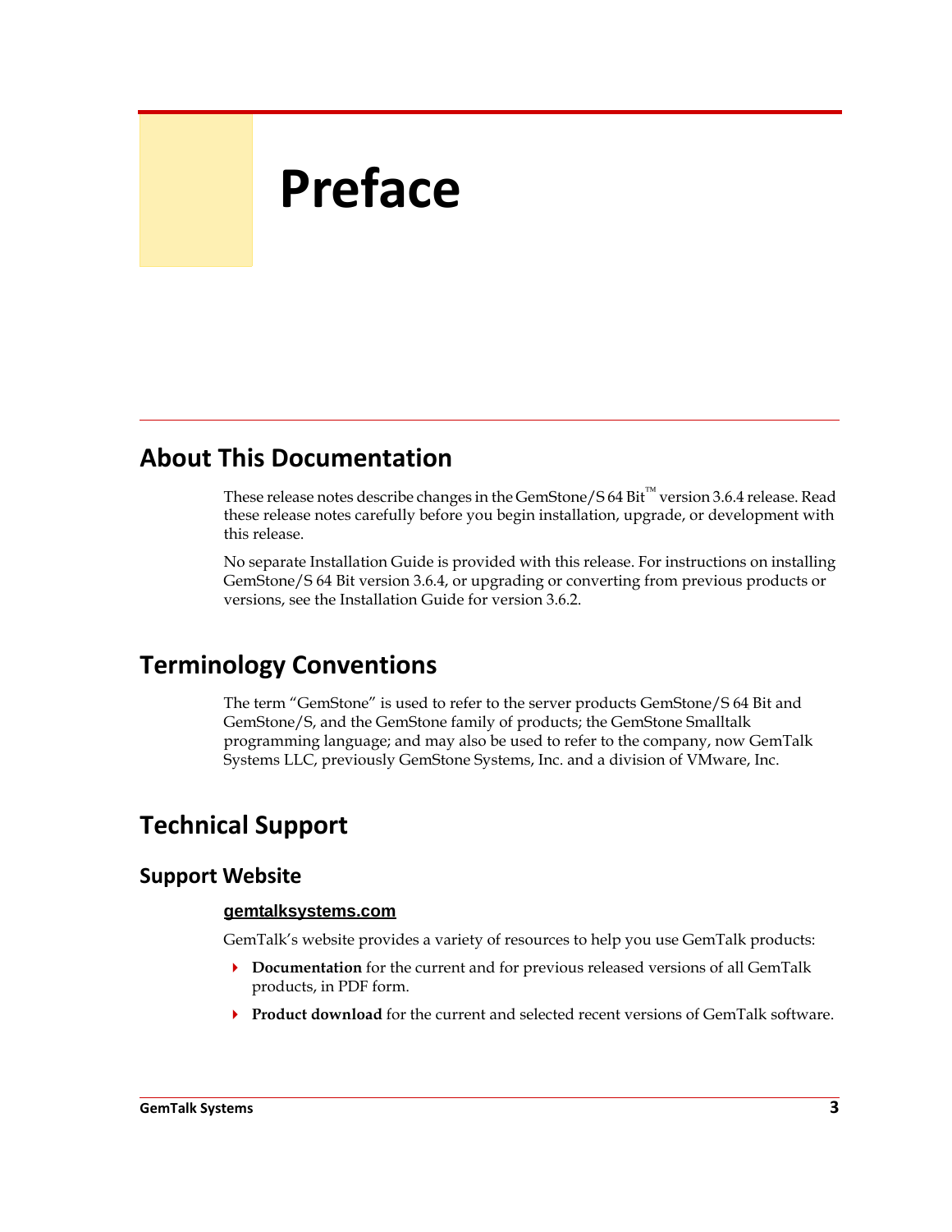# Preface

## About This Documentation

These release notes describe changes in the GemStone/S 64 Bit™ version 3.6.4 release. Read these release notes carefully before you begin installation, upgrade, or development with this release.

No separate Installation Guide is provided with this release. For instructions on installing GemStone/S 64 Bit version 3.6.4, or upgrading or converting from previous products or versions, see the Installation Guide for version 3.6.2.

## Terminology Conventions

The term "GemStone" is used to refer to the server products GemStone/S 64 Bit and GemStone/S, and the GemStone family of products; the GemStone Smalltalk programming language; and may also be used to refer to the company, now GemTalk Systems LLC, previously GemStone Systems, Inc. and a division of VMware, Inc.

## Technical Support

### Support Website

**gemtalksystems.com**

GemTalk's website provides a variety of resources to help you use GemTalk products:

- **Documentation** for the current and for previous released versions of all GemTalk products, in PDF form.
- **Product download** for the current and selected recent versions of GemTalk software.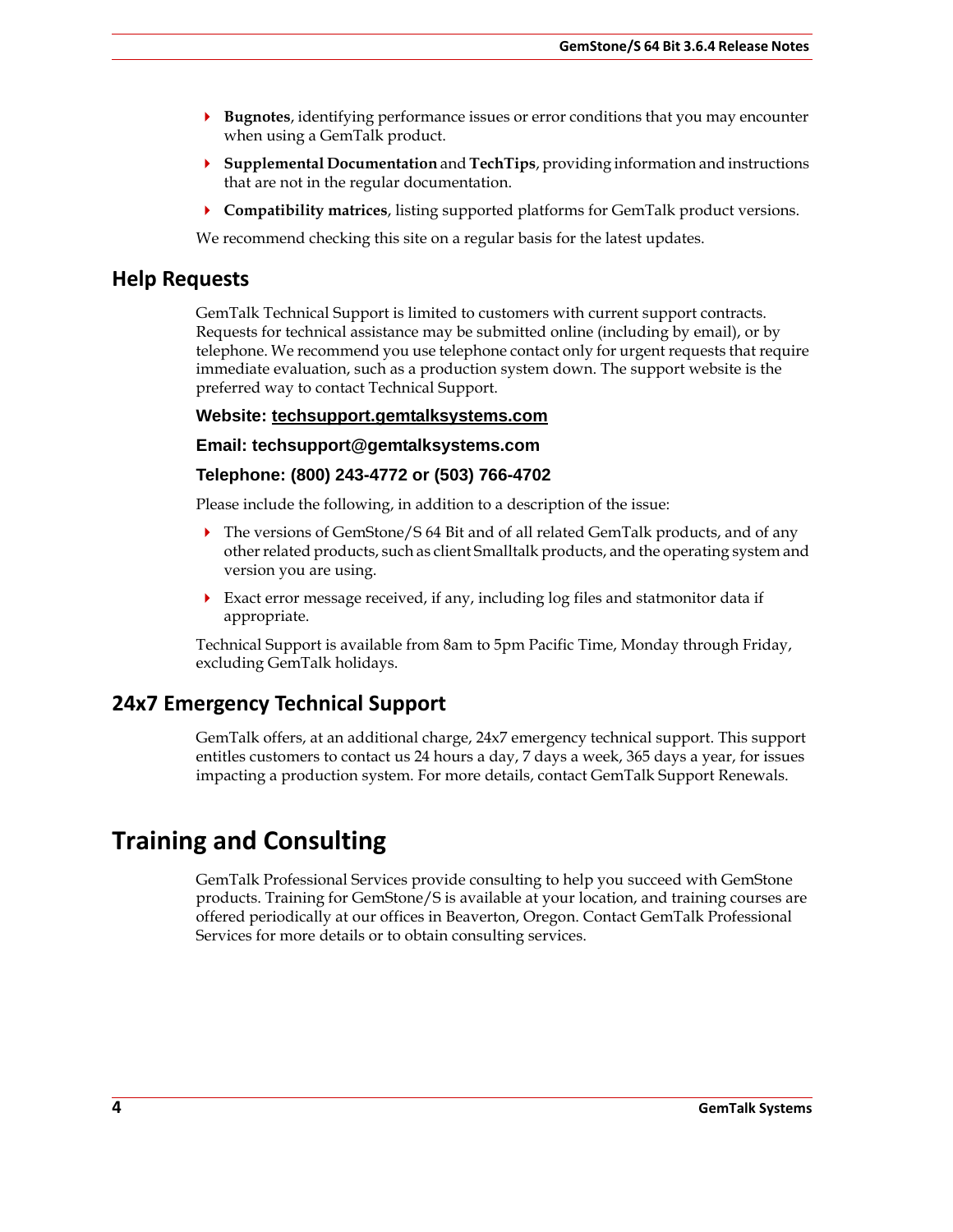- **Bugnotes**, identifying performance issues or error conditions that you may encounter when using a GemTalk product.
- **Supplemental Documentation** and **TechTips**, providing information and instructions that are not in the regular documentation.
- **Compatibility matrices**, listing supported platforms for GemTalk product versions.

We recommend checking this site on a regular basis for the latest updates.

## Help Requests

GemTalk Technical Support is limited to customers with current support contracts. Requests for technical assistance may be submitted online (including by email), or by telephone. We recommend you use telephone contact only for urgent requests that require immediate evaluation, such as a production system down. The support website is the preferred way to contact Technical Support.

**Website: techsupport.gemtalksystems.com**

**Email: techsupport@gemtalksystems.com**

**Telephone: (800) 243-4772 or (503) 766-4702**

Please include the following, in addition to a description of the issue:

- The versions of GemStone/S 64 Bit and of all related GemTalk products, and of any other related products, such as client Smalltalk products, and the operating system and version you are using.
- Exact error message received, if any, including log files and statmonitor data if appropriate.

Technical Support is available from 8am to 5pm Pacific Time, Monday through Friday, excluding GemTalk holidays.

## 24x7 Emergency Technical Support

GemTalk offers, at an additional charge, 24x7 emergency technical support. This support entitles customers to contact us 24 hours a day, 7 days a week, 365 days a year, for issues impacting a production system. For more details, contact GemTalk Support Renewals.

# Training and Consulting

GemTalk Professional Services provide consulting to help you succeed with GemStone products. Training for GemStone/S is available at your location, and training courses are offered periodically at our offices in Beaverton, Oregon. Contact GemTalk Professional Services for more details or to obtain consulting services.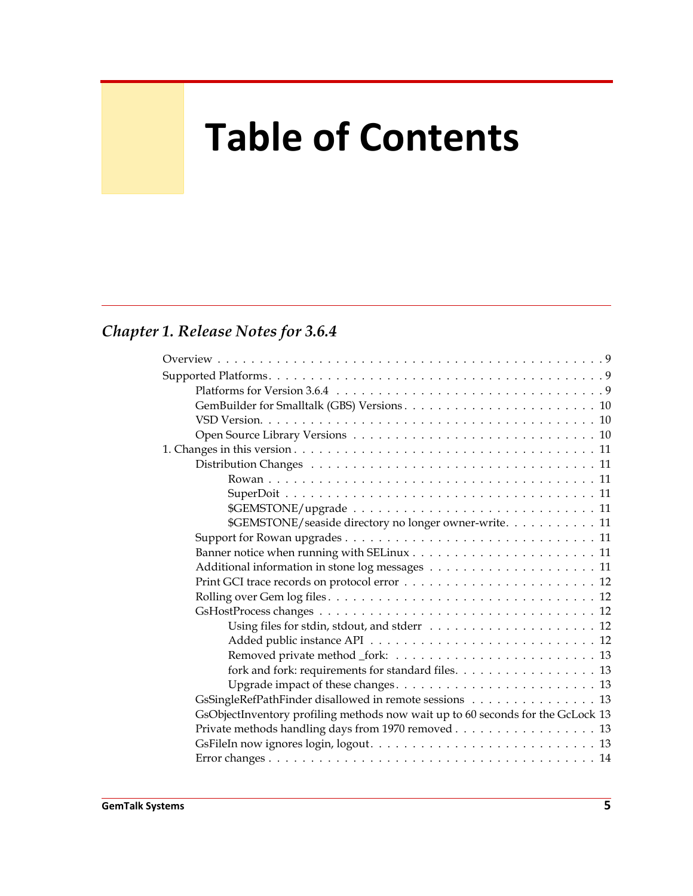# Table of Contents

## *Chapter 1. Release Notes for 3.6.4*

- Overview . . . 9
- Supported Platforms . . . 9
  - Platforms for Version 3.6.4 . . . 9
  - GemBuilder for Smalltalk (GBS) Versions . . . 10
  - VSD Version . . . 10
  - Open Source Library Versions . . . 10
- 1. Changes in this version . . . 11
  - Distribution Changes . . . 11
    - Rowan . . . 11
    - SuperDoit . . . 11
    - $GEMSTONE/upgrade . . . 11
    - $GEMSTONE/seaside directory no longer owner-write . . . 11
  - Support for Rowan upgrades . . . 11
  - Banner notice when running with SELinux . . . 11
  - Additional information in stone log messages . . . 11
  - Print GCI trace records on protocol error . . . 12
  - Rolling over Gem log files . . . 12
  - GsHostProcess changes . . . 12
    - Using files for stdin, stdout, and stderr . . . 12
    - Added public instance API . . . 12
    - Removed private method _fork: . . . 13
    - fork and fork: requirements for standard files . . . 13
    - Upgrade impact of these changes . . . 13
  - GsSingleRefPathFinder disallowed in remote sessions . . . 13
  - GsObjectInventory profiling methods now wait up to 60 seconds for the GcLock 13
  - Private methods handling days from 1970 removed . . . 13
  - GsFileIn now ignores login, logout . . . 13
  - Error changes . . . 14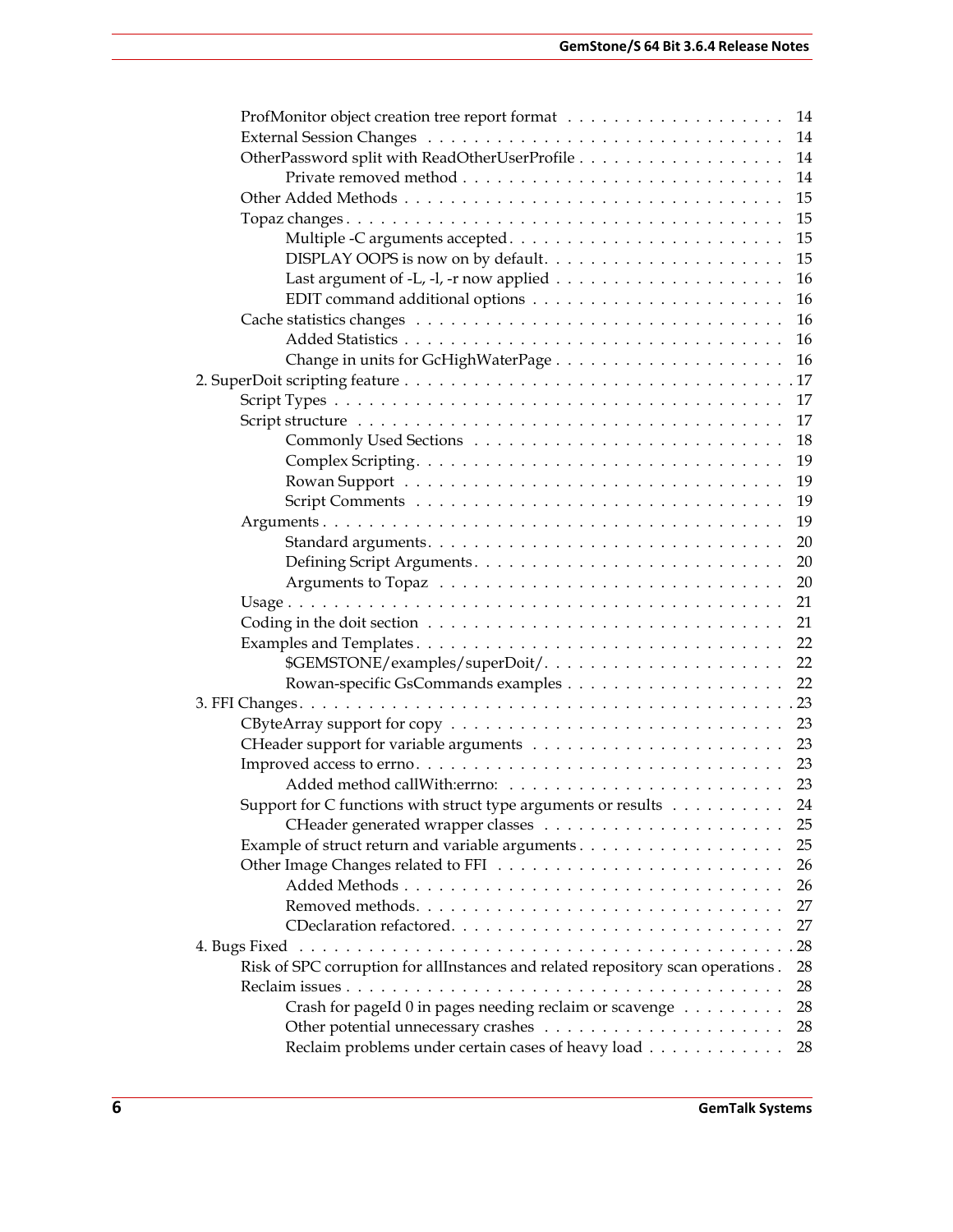- ProfMonitor object creation tree report format . . . . . . . . . . . . . . . . . . . 14
- External Session Changes . . . . . . . . . . . . . . . . . . . . . . . . . . . . . . . 14
- OtherPassword split with ReadOtherUserProfile . . . . . . . . . . . . . . . . . . 14
  - Private removed method . . . . . . . . . . . . . . . . . . . . . . . . . . . 14
- Other Added Methods . . . . . . . . . . . . . . . . . . . . . . . . . . . . . . . . 15
- Topaz changes . . . . . . . . . . . . . . . . . . . . . . . . . . . . . . . . . . . 15
  - Multiple -C arguments accepted . . . . . . . . . . . . . . . . . . . . . . . 15
  - DISPLAY OOPS is now on by default. . . . . . . . . . . . . . . . . . . . . 15
  - Last argument of -L, -l, -r now applied . . . . . . . . . . . . . . . . . . . 16
  - EDIT command additional options . . . . . . . . . . . . . . . . . . . . . . 16
- Cache statistics changes . . . . . . . . . . . . . . . . . . . . . . . . . . . . . . 16
  - Added Statistics . . . . . . . . . . . . . . . . . . . . . . . . . . . . . . . 16
  - Change in units for GcHighWaterPage . . . . . . . . . . . . . . . . . . . . 16

2. SuperDoit scripting feature . . . . . . . . . . . . . . . . . . . . . . . . . . . . . . 17

- Script Types . . . . . . . . . . . . . . . . . . . . . . . . . . . . . . . . . . . . 17
- Script structure . . . . . . . . . . . . . . . . . . . . . . . . . . . . . . . . . . 17
  - Commonly Used Sections . . . . . . . . . . . . . . . . . . . . . . . . . . . 18
  - Complex Scripting. . . . . . . . . . . . . . . . . . . . . . . . . . . . . . . 19
  - Rowan Support . . . . . . . . . . . . . . . . . . . . . . . . . . . . . . . . 19
  - Script Comments . . . . . . . . . . . . . . . . . . . . . . . . . . . . . . . 19
- Arguments . . . . . . . . . . . . . . . . . . . . . . . . . . . . . . . . . . . . . 19
  - Standard arguments. . . . . . . . . . . . . . . . . . . . . . . . . . . . . . 20
  - Defining Script Arguments. . . . . . . . . . . . . . . . . . . . . . . . . . . 20
  - Arguments to Topaz . . . . . . . . . . . . . . . . . . . . . . . . . . . . . 20
- Usage . . . . . . . . . . . . . . . . . . . . . . . . . . . . . . . . . . . . . . . 21
- Coding in the doit section . . . . . . . . . . . . . . . . . . . . . . . . . . . . . 21
- Examples and Templates . . . . . . . . . . . . . . . . . . . . . . . . . . . . . . 22
  - $GEMSTONE/examples/superDoit/. . . . . . . . . . . . . . . . . . . . . . . 22
  - Rowan-specific GsCommands examples . . . . . . . . . . . . . . . . . . . . 22

3. FFI Changes. . . . . . . . . . . . . . . . . . . . . . . . . . . . . . . . . . . . . . 23

- CByteArray support for copy . . . . . . . . . . . . . . . . . . . . . . . . . . . . 23
- CHeader support for variable arguments . . . . . . . . . . . . . . . . . . . . . . 23
- Improved access to errno. . . . . . . . . . . . . . . . . . . . . . . . . . . . . . 23
  - Added method callWith:errno: . . . . . . . . . . . . . . . . . . . . . . . . 23
- Support for C functions with struct type arguments or results . . . . . . . . . . . 24
  - CHeader generated wrapper classes . . . . . . . . . . . . . . . . . . . . . . 25
- Example of struct return and variable arguments . . . . . . . . . . . . . . . . . . 25
- Other Image Changes related to FFI . . . . . . . . . . . . . . . . . . . . . . . . 26
  - Added Methods . . . . . . . . . . . . . . . . . . . . . . . . . . . . . . . . 26
  - Removed methods. . . . . . . . . . . . . . . . . . . . . . . . . . . . . . . 27
  - CDeclaration refactored. . . . . . . . . . . . . . . . . . . . . . . . . . . . 27

4. Bugs Fixed . . . . . . . . . . . . . . . . . . . . . . . . . . . . . . . . . . . . . . 28

- Risk of SPC corruption for allInstances and related repository scan operations . 28
- Reclaim issues . . . . . . . . . . . . . . . . . . . . . . . . . . . . . . . . . . . 28
  - Crash for pageId 0 in pages needing reclaim or scavenge . . . . . . . . . 28
  - Other potential unnecessary crashes . . . . . . . . . . . . . . . . . . . . 28
  - Reclaim problems under certain cases of heavy load . . . . . . . . . . . . 28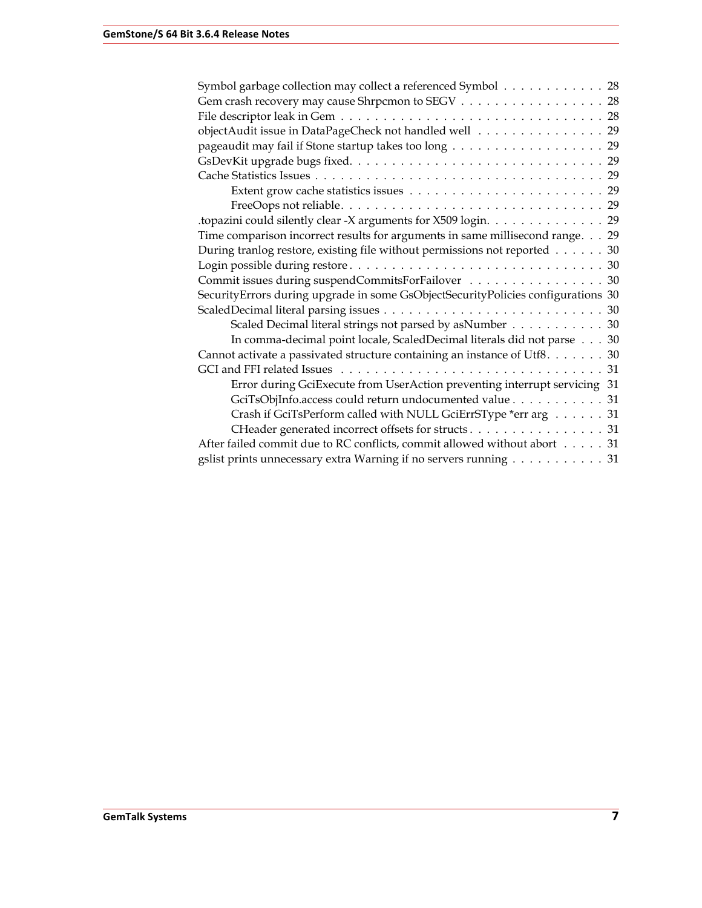Symbol garbage collection may collect a referenced Symbol . . . . . . . . . . . . 28
Gem crash recovery may cause Shrpcmon to SEGV . . . . . . . . . . . . . . . . . 28
File descriptor leak in Gem . . . . . . . . . . . . . . . . . . . . . . . . . . . . . . 28
objectAudit issue in DataPageCheck not handled well . . . . . . . . . . . . . . . 29
pageaudit may fail if Stone startup takes too long . . . . . . . . . . . . . . . . . 29
GsDevKit upgrade bugs fixed. . . . . . . . . . . . . . . . . . . . . . . . . . . . . 29
Cache Statistics Issues . . . . . . . . . . . . . . . . . . . . . . . . . . . . . . . 29
- Extent grow cache statistics issues . . . . . . . . . . . . . . . . . . . . . . . 29
- FreeOops not reliable. . . . . . . . . . . . . . . . . . . . . . . . . . . . . . . 29

.topazini could silently clear -X arguments for X509 login. . . . . . . . . . . . . . 29
Time comparison incorrect results for arguments in same millisecond range. . . 29
During tranlog restore, existing file without permissions not reported . . . . . . 30
Login possible during restore . . . . . . . . . . . . . . . . . . . . . . . . . . . . 30
Commit issues during suspendCommitsForFailover . . . . . . . . . . . . . . . . 30
SecurityErrors during upgrade in some GsObjectSecurityPolicies configurations 30
ScaledDecimal literal parsing issues . . . . . . . . . . . . . . . . . . . . . . . . . 30
- Scaled Decimal literal strings not parsed by asNumber . . . . . . . . . . . 30
- In comma-decimal point locale, ScaledDecimal literals did not parse . . . 30

Cannot activate a passivated structure containing an instance of Utf8. . . . . . . 30
GCI and FFI related Issues . . . . . . . . . . . . . . . . . . . . . . . . . . . . . . 31
- Error during GciExecute from UserAction preventing interrupt servicing 31
- GciTsObjInfo.access could return undocumented value . . . . . . . . . . . 31
- Crash if GciTsPerform called with NULL GciErrSType *err arg . . . . . . 31
- CHeader generated incorrect offsets for structs . . . . . . . . . . . . . . . . 31

After failed commit due to RC conflicts, commit allowed without abort . . . . . 31
gslist prints unnecessary extra Warning if no servers running . . . . . . . . . . . 31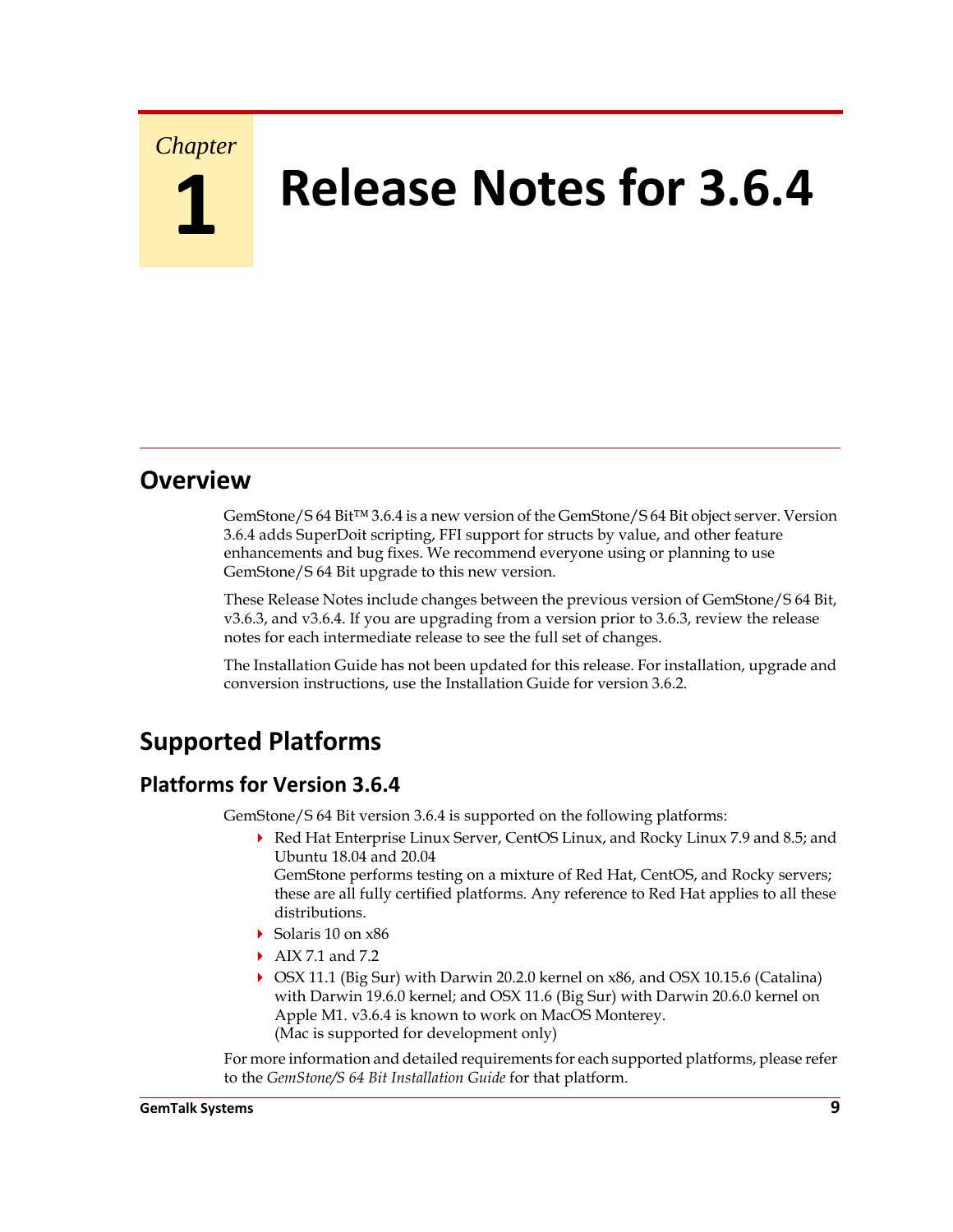# Chapter 1 Release Notes for 3.6.4

## Overview

GemStone/S 64 Bit™ 3.6.4 is a new version of the GemStone/S 64 Bit object server. Version 3.6.4 adds SuperDoit scripting, FFI support for structs by value, and other feature enhancements and bug fixes. We recommend everyone using or planning to use GemStone/S 64 Bit upgrade to this new version.

These Release Notes include changes between the previous version of GemStone/S 64 Bit, v3.6.3, and v3.6.4. If you are upgrading from a version prior to 3.6.3, review the release notes for each intermediate release to see the full set of changes.

The Installation Guide has not been updated for this release. For installation, upgrade and conversion instructions, use the Installation Guide for version 3.6.2.

## Supported Platforms

### Platforms for Version 3.6.4

GemStone/S 64 Bit version 3.6.4 is supported on the following platforms:

- Red Hat Enterprise Linux Server, CentOS Linux, and Rocky Linux 7.9 and 8.5; and Ubuntu 18.04 and 20.04
  GemStone performs testing on a mixture of Red Hat, CentOS, and Rocky servers; these are all fully certified platforms. Any reference to Red Hat applies to all these distributions.
- Solaris 10 on x86
- AIX 7.1 and 7.2
- OSX 11.1 (Big Sur) with Darwin 20.2.0 kernel on x86, and OSX 10.15.6 (Catalina) with Darwin 19.6.0 kernel; and OSX 11.6 (Big Sur) with Darwin 20.6.0 kernel on Apple M1. v3.6.4 is known to work on MacOS Monterey.
  (Mac is supported for development only)

For more information and detailed requirements for each supported platforms, please refer to the *GemStone/S 64 Bit Installation Guide* for that platform.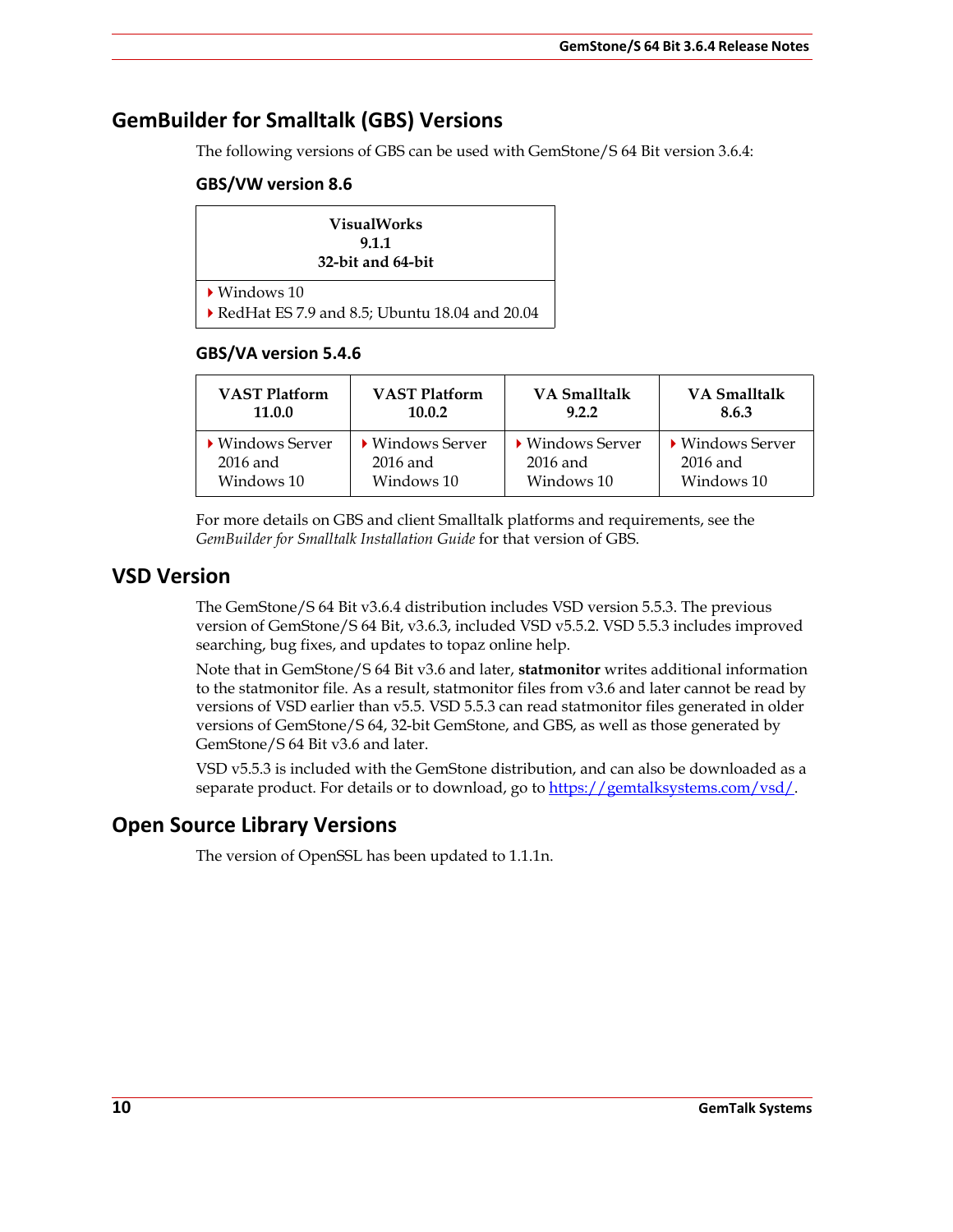## GemBuilder for Smalltalk (GBS) Versions

The following versions of GBS can be used with GemStone/S 64 Bit version 3.6.4:

### GBS/VW version 8.6

| VisualWorks 9.1.1 32-bit and 64-bit |
|---|
| - Windows 10<br>- RedHat ES 7.9 and 8.5; Ubuntu 18.04 and 20.04 |

### GBS/VA version 5.4.6

| VAST Platform 11.0.0 | VAST Platform 10.0.2 | VA Smalltalk 9.2.2 | VA Smalltalk 8.6.3 |
|---|---|---|---|
| - Windows Server 2016 and Windows 10 | - Windows Server 2016 and Windows 10 | - Windows Server 2016 and Windows 10 | - Windows Server 2016 and Windows 10 |

For more details on GBS and client Smalltalk platforms and requirements, see the *GemBuilder for Smalltalk Installation Guide* for that version of GBS.

## VSD Version

The GemStone/S 64 Bit v3.6.4 distribution includes VSD version 5.5.3. The previous version of GemStone/S 64 Bit, v3.6.3, included VSD v5.5.2. VSD 5.5.3 includes improved searching, bug fixes, and updates to topaz online help.

Note that in GemStone/S 64 Bit v3.6 and later, **statmonitor** writes additional information to the statmonitor file. As a result, statmonitor files from v3.6 and later cannot be read by versions of VSD earlier than v5.5. VSD 5.5.3 can read statmonitor files generated in older versions of GemStone/S 64, 32-bit GemStone, and GBS, as well as those generated by GemStone/S 64 Bit v3.6 and later.

VSD v5.5.3 is included with the GemStone distribution, and can also be downloaded as a separate product. For details or to download, go to https://gemtalksystems.com/vsd/.

## Open Source Library Versions

The version of OpenSSL has been updated to 1.1.1n.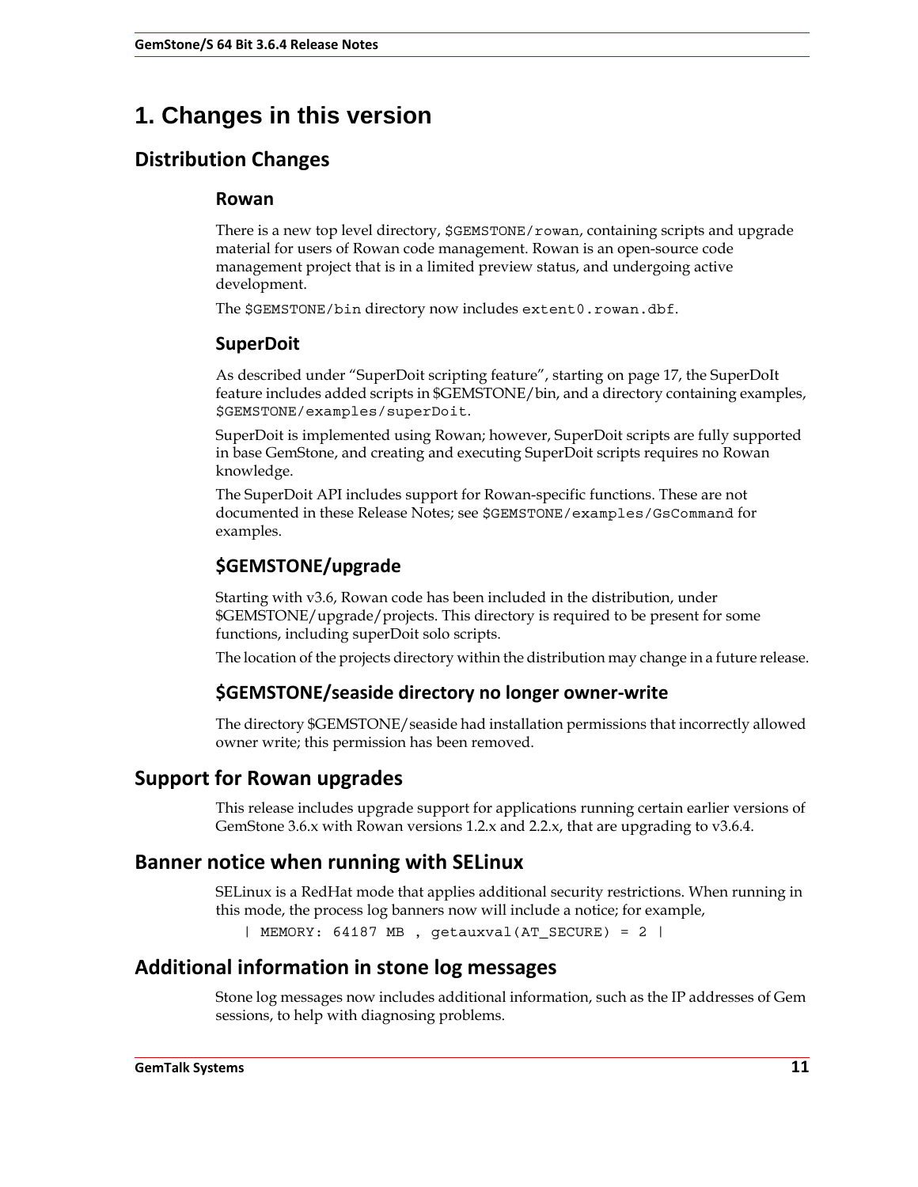# 1. Changes in this version

## Distribution Changes

### Rowan

There is a new top level directory, `$GEMSTONE/rowan`, containing scripts and upgrade material for users of Rowan code management. Rowan is an open-source code management project that is in a limited preview status, and undergoing active development.

The `$GEMSTONE/bin` directory now includes `extent0.rowan.dbf`.

### SuperDoit

As described under “SuperDoit scripting feature”, starting on page 17, the SuperDoIt feature includes added scripts in $GEMSTONE/bin, and a directory containing examples, `$GEMSTONE/examples/superDoit`.

SuperDoit is implemented using Rowan; however, SuperDoit scripts are fully supported in base GemStone, and creating and executing SuperDoit scripts requires no Rowan knowledge.

The SuperDoit API includes support for Rowan-specific functions. These are not documented in these Release Notes; see `$GEMSTONE/examples/GsCommand` for examples.

### $GEMSTONE/upgrade

Starting with v3.6, Rowan code has been included in the distribution, under $GEMSTONE/upgrade/projects. This directory is required to be present for some functions, including superDoit solo scripts.

The location of the projects directory within the distribution may change in a future release.

### $GEMSTONE/seaside directory no longer owner-write

The directory $GEMSTONE/seaside had installation permissions that incorrectly allowed owner write; this permission has been removed.

## Support for Rowan upgrades

This release includes upgrade support for applications running certain earlier versions of GemStone 3.6.x with Rowan versions 1.2.x and 2.2.x, that are upgrading to v3.6.4.

## Banner notice when running with SELinux

SELinux is a RedHat mode that applies additional security restrictions. When running in this mode, the process log banners now will include a notice; for example,

```
| MEMORY: 64187 MB , getauxval(AT_SECURE) = 2 |
```

## Additional information in stone log messages

Stone log messages now includes additional information, such as the IP addresses of Gem sessions, to help with diagnosing problems.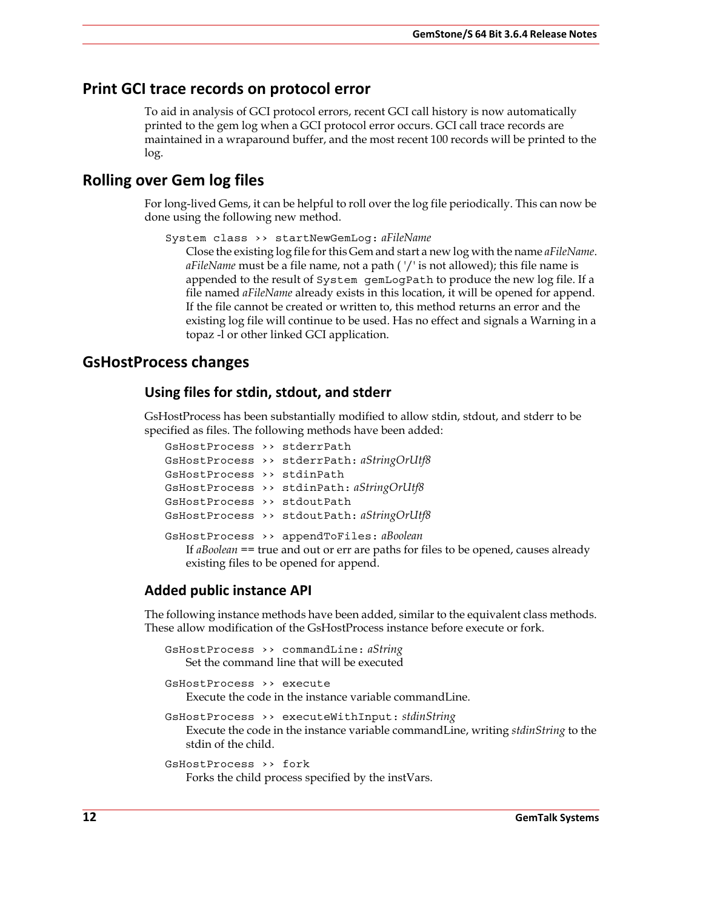## Print GCI trace records on protocol error

To aid in analysis of GCI protocol errors, recent GCI call history is now automatically printed to the gem log when a GCI protocol error occurs. GCI call trace records are maintained in a wraparound buffer, and the most recent 100 records will be printed to the log.

## Rolling over Gem log files

For long-lived Gems, it can be helpful to roll over the log file periodically. This can now be done using the following new method.

`System class >> startNewGemLog:` *aFileName*

Close the existing log file for this Gem and start a new log with the name *aFileName*. *aFileName* must be a file name, not a path ('/' is not allowed); this file name is appended to the result of `System gemLogPath` to produce the new log file. If a file named *aFileName* already exists in this location, it will be opened for append. If the file cannot be created or written to, this method returns an error and the existing log file will continue to be used. Has no effect and signals a Warning in a topaz -l or other linked GCI application.

## GsHostProcess changes

### Using files for stdin, stdout, and stderr

GsHostProcess has been substantially modified to allow stdin, stdout, and stderr to be specified as files. The following methods have been added:

`GsHostProcess >> stderrPath`
`GsHostProcess >> stderrPath:` *aStringOrUtf8*
`GsHostProcess >> stdinPath`
`GsHostProcess >> stdinPath:` *aStringOrUtf8*
`GsHostProcess >> stdoutPath`
`GsHostProcess >> stdoutPath:` *aStringOrUtf8*

`GsHostProcess >> appendToFiles:` *aBoolean*

If *aBoolean* == true and out or err are paths for files to be opened, causes already existing files to be opened for append.

### Added public instance API

The following instance methods have been added, similar to the equivalent class methods. These allow modification of the GsHostProcess instance before execute or fork.

`GsHostProcess >> commandLine:` *aString*

Set the command line that will be executed

`GsHostProcess >> execute`

Execute the code in the instance variable commandLine.

`GsHostProcess >> executeWithInput:` *stdinString*

Execute the code in the instance variable commandLine, writing *stdinString* to the stdin of the child.

`GsHostProcess >> fork`

Forks the child process specified by the instVars.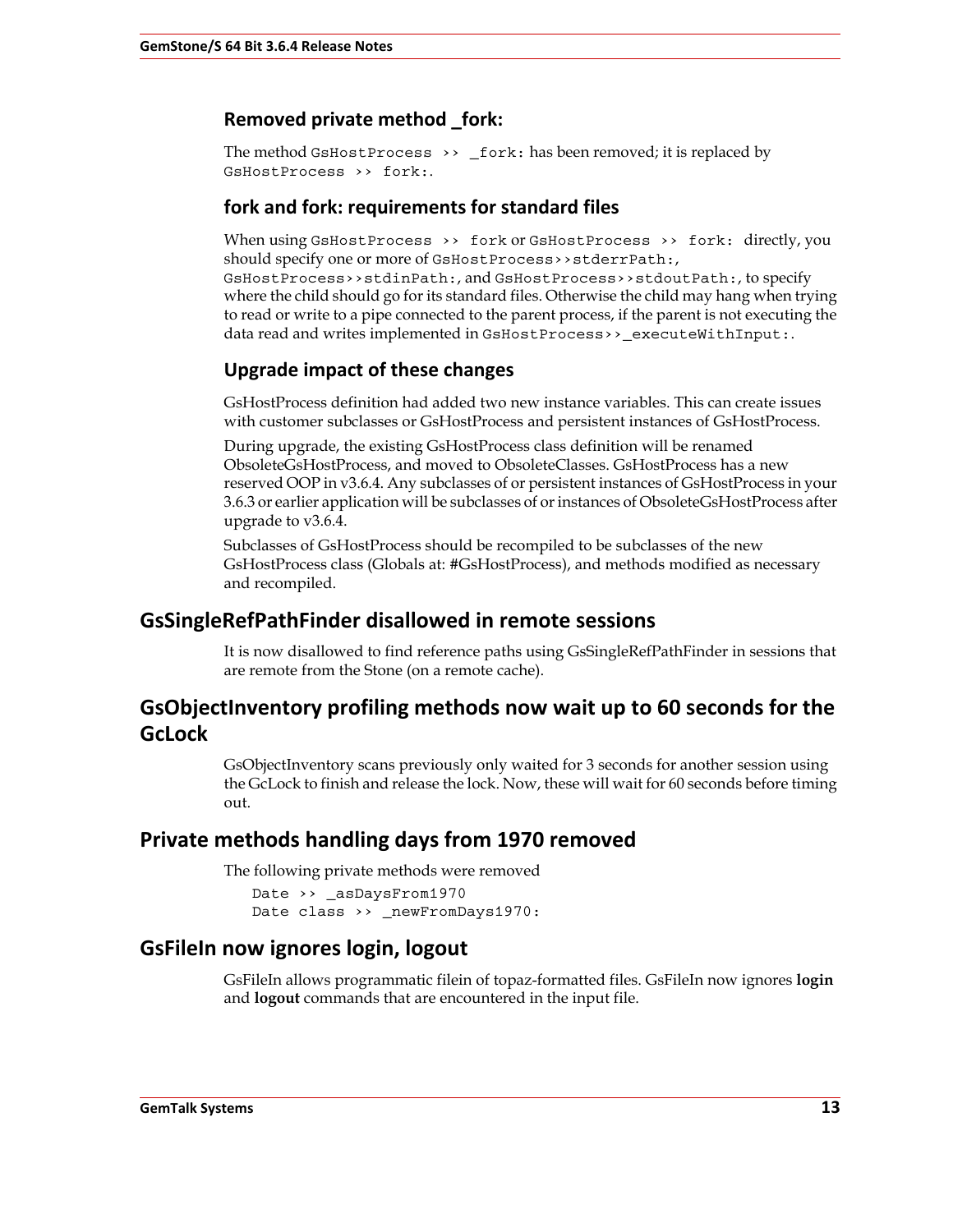### Removed private method _fork:

The method `GsHostProcess >> _fork:` has been removed; it is replaced by `GsHostProcess >> fork:`.

### fork and fork: requirements for standard files

When using `GsHostProcess >> fork` or `GsHostProcess >> fork:` directly, you should specify one or more of `GsHostProcess>>stderrPath:`, `GsHostProcess>>stdinPath:`, and `GsHostProcess>>stdoutPath:`, to specify where the child should go for its standard files. Otherwise the child may hang when trying to read or write to a pipe connected to the parent process, if the parent is not executing the data read and writes implemented in `GsHostProcess>>_executeWithInput:`.

### Upgrade impact of these changes

GsHostProcess definition had added two new instance variables. This can create issues with customer subclasses or GsHostProcess and persistent instances of GsHostProcess.

During upgrade, the existing GsHostProcess class definition will be renamed ObsoleteGsHostProcess, and moved to ObsoleteClasses. GsHostProcess has a new reserved OOP in v3.6.4. Any subclasses of or persistent instances of GsHostProcess in your 3.6.3 or earlier application will be subclasses of or instances of ObsoleteGsHostProcess after upgrade to v3.6.4.

Subclasses of GsHostProcess should be recompiled to be subclasses of the new GsHostProcess class (Globals at: #GsHostProcess), and methods modified as necessary and recompiled.

## GsSingleRefPathFinder disallowed in remote sessions

It is now disallowed to find reference paths using GsSingleRefPathFinder in sessions that are remote from the Stone (on a remote cache).

## GsObjectInventory profiling methods now wait up to 60 seconds for the GcLock

GsObjectInventory scans previously only waited for 3 seconds for another session using the GcLock to finish and release the lock. Now, these will wait for 60 seconds before timing out.

## Private methods handling days from 1970 removed

The following private methods were removed

```
Date >> _asDaysFrom1970
Date class >> _newFromDays1970:
```

## GsFileIn now ignores login, logout

GsFileIn allows programmatic filein of topaz-formatted files. GsFileIn now ignores **login** and **logout** commands that are encountered in the input file.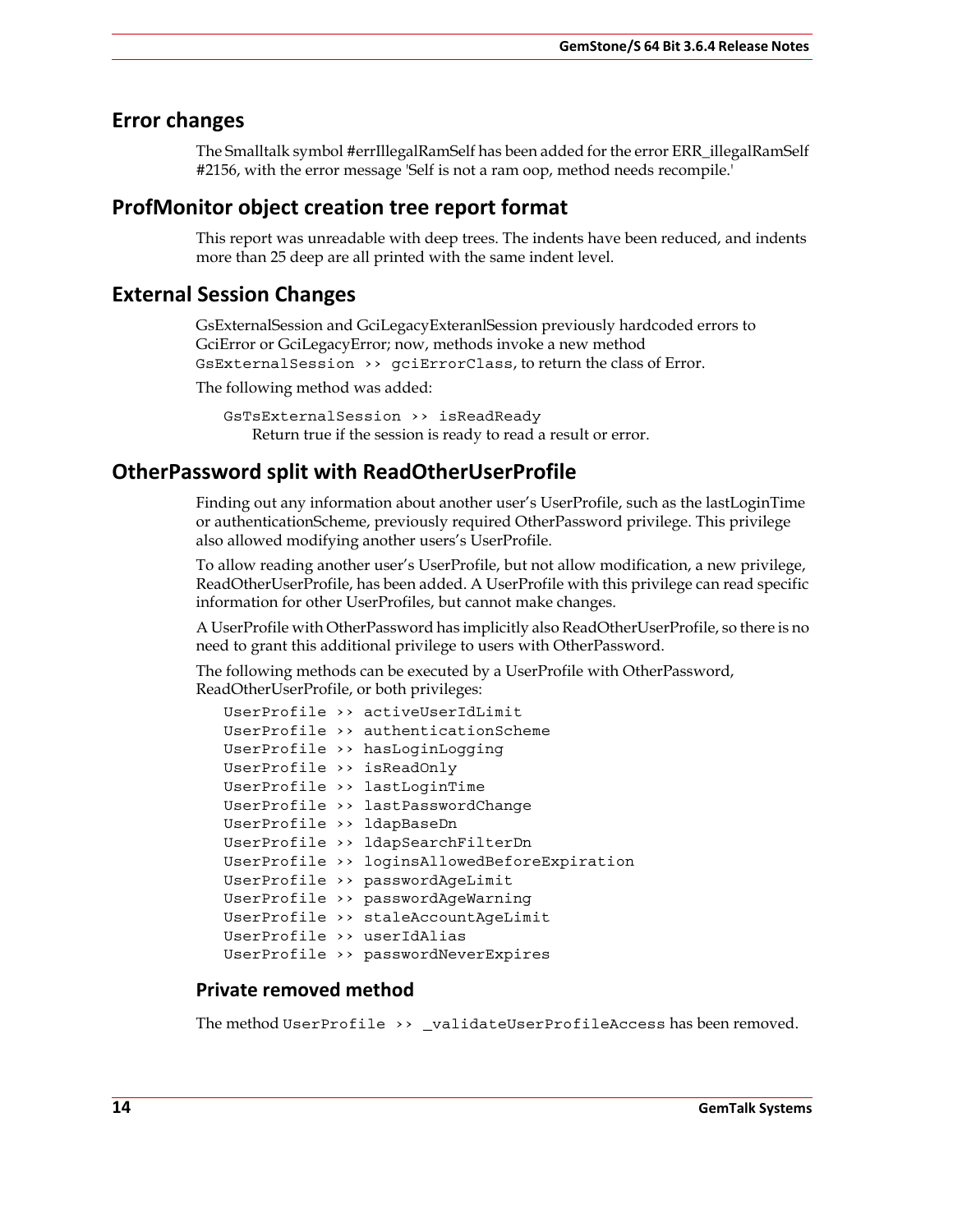## Error changes

The Smalltalk symbol #errIllegalRamSelf has been added for the error ERR_illegalRamSelf #2156, with the error message 'Self is not a ram oop, method needs recompile.'

## ProfMonitor object creation tree report format

This report was unreadable with deep trees. The indents have been reduced, and indents more than 25 deep are all printed with the same indent level.

## External Session Changes

GsExternalSession and GciLegacyExteranlSession previously hardcoded errors to GciError or GciLegacyError; now, methods invoke a new method `GsExternalSession >> gciErrorClass`, to return the class of Error.

The following method was added:

`GsTsExternalSession >> isReadReady`
Return true if the session is ready to read a result or error.

## OtherPassword split with ReadOtherUserProfile

Finding out any information about another user's UserProfile, such as the lastLoginTime or authenticationScheme, previously required OtherPassword privilege. This privilege also allowed modifying another users's UserProfile.

To allow reading another user's UserProfile, but not allow modification, a new privilege, ReadOtherUserProfile, has been added. A UserProfile with this privilege can read specific information for other UserProfiles, but cannot make changes.

A UserProfile with OtherPassword has implicitly also ReadOtherUserProfile, so there is no need to grant this additional privilege to users with OtherPassword.

The following methods can be executed by a UserProfile with OtherPassword, ReadOtherUserProfile, or both privileges:

```
UserProfile >> activeUserIdLimit
UserProfile >> authenticationScheme
UserProfile >> hasLoginLogging
UserProfile >> isReadOnly
UserProfile >> lastLoginTime
UserProfile >> lastPasswordChange
UserProfile >> ldapBaseDn
UserProfile >> ldapSearchFilterDn
UserProfile >> loginsAllowedBeforeExpiration
UserProfile >> passwordAgeLimit
UserProfile >> passwordAgeWarning
UserProfile >> staleAccountAgeLimit
UserProfile >> userIdAlias
UserProfile >> passwordNeverExpires
```

### Private removed method

The method `UserProfile >> _validateUserProfileAccess` has been removed.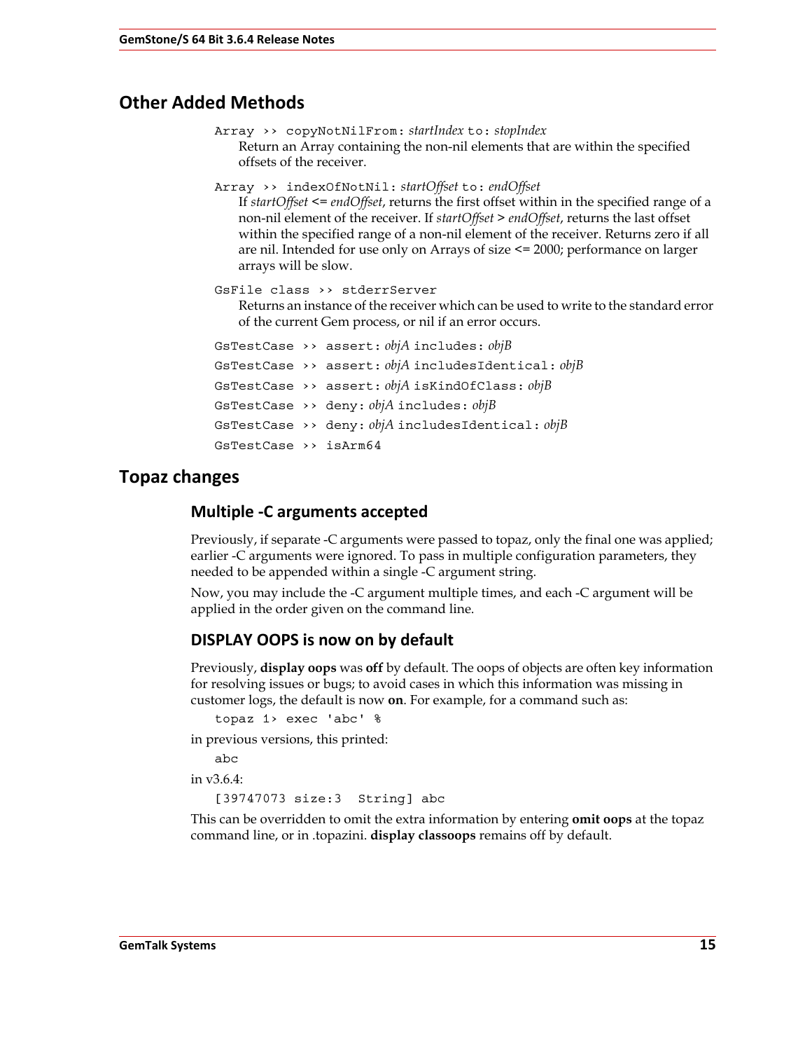## Other Added Methods

`Array >> copyNotNilFrom:` *startIndex* `to:` *stopIndex*
Return an Array containing the non-nil elements that are within the specified offsets of the receiver.

`Array >> indexOfNotNil:` *startOffset* `to:` *endOffset*
If *startOffset* <= *endOffset*, returns the first offset within in the specified range of a non-nil element of the receiver. If *startOffset* > *endOffset*, returns the last offset within the specified range of a non-nil element of the receiver. Returns zero if all are nil. Intended for use only on Arrays of size <= 2000; performance on larger arrays will be slow.

`GsFile class >> stderrServer`
Returns an instance of the receiver which can be used to write to the standard error of the current Gem process, or nil if an error occurs.

`GsTestCase >> assert:` *objA* `includes:` *objB*

`GsTestCase >> assert:` *objA* `includesIdentical:` *objB*

`GsTestCase >> assert:` *objA* `isKindOfClass:` *objB*

`GsTestCase >> deny:` *objA* `includes:` *objB*

`GsTestCase >> deny:` *objA* `includesIdentical:` *objB*

`GsTestCase >> isArm64`

## Topaz changes

### Multiple -C arguments accepted

Previously, if separate -C arguments were passed to topaz, only the final one was applied; earlier -C arguments were ignored. To pass in multiple configuration parameters, they needed to be appended within a single -C argument string.

Now, you may include the -C argument multiple times, and each -C argument will be applied in the order given on the command line.

### DISPLAY OOPS is now on by default

Previously, **display oops** was **off** by default. The oops of objects are often key information for resolving issues or bugs; to avoid cases in which this information was missing in customer logs, the default is now **on**. For example, for a command such as:

```
topaz 1> exec 'abc' %
```

in previous versions, this printed:

```
abc
```

in v3.6.4:

```
[39747073 size:3  String] abc
```

This can be overridden to omit the extra information by entering **omit oops** at the topaz command line, or in .topazini. **display classoops** remains off by default.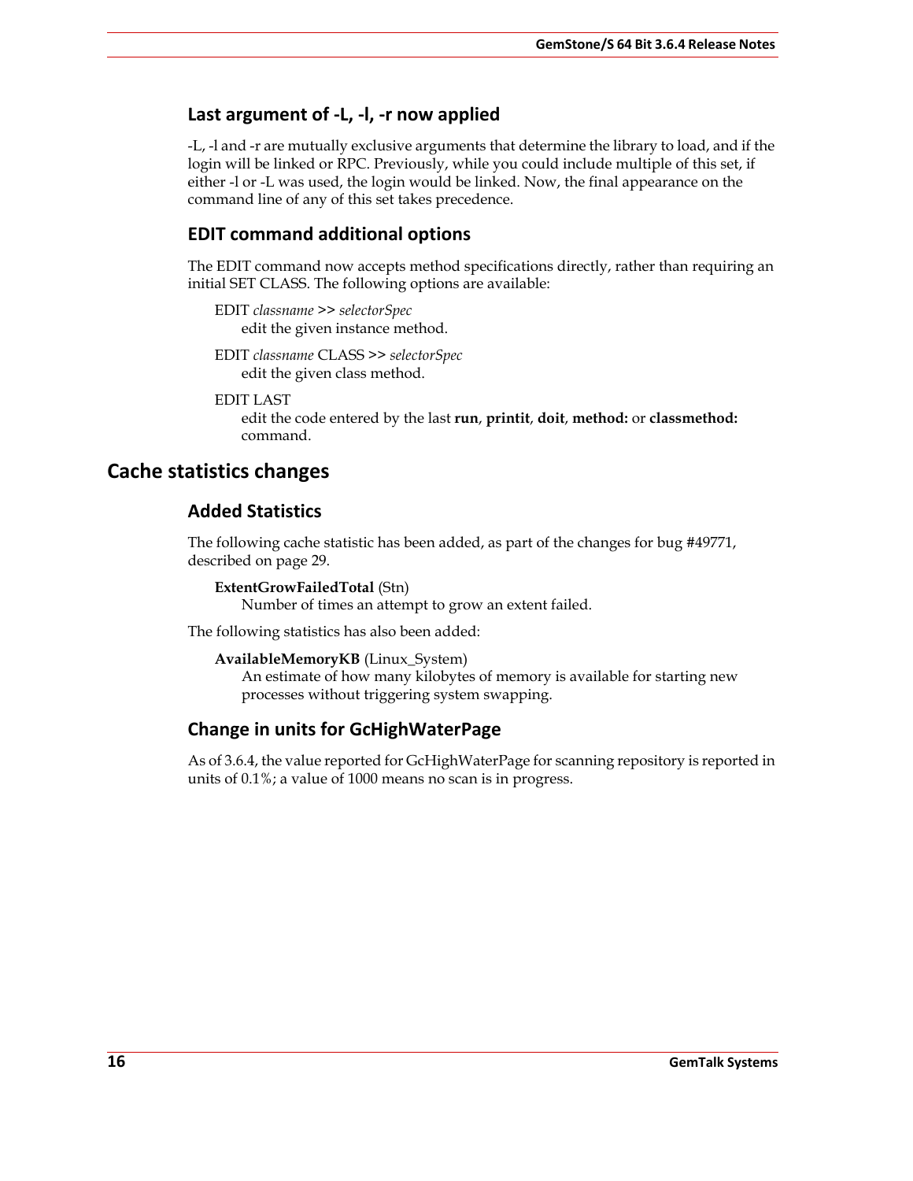### Last argument of -L, -l, -r now applied

-L, -l and -r are mutually exclusive arguments that determine the library to load, and if the login will be linked or RPC. Previously, while you could include multiple of this set, if either -l or -L was used, the login would be linked. Now, the final appearance on the command line of any of this set takes precedence.

### EDIT command additional options

The EDIT command now accepts method specifications directly, rather than requiring an initial SET CLASS. The following options are available:

EDIT *classname* >> *selectorSpec*
: edit the given instance method.

EDIT *classname* CLASS >> *selectorSpec*
: edit the given class method.

EDIT LAST
: edit the code entered by the last **run**, **printit**, **doit**, **method:** or **classmethod:** command.

## Cache statistics changes

### Added Statistics

The following cache statistic has been added, as part of the changes for bug #49771, described on page 29.

**ExtentGrowFailedTotal** (Stn)
: Number of times an attempt to grow an extent failed.

The following statistics has also been added:

**AvailableMemoryKB** (Linux_System)
: An estimate of how many kilobytes of memory is available for starting new processes without triggering system swapping.

### Change in units for GcHighWaterPage

As of 3.6.4, the value reported for GcHighWaterPage for scanning repository is reported in units of 0.1%; a value of 1000 means no scan is in progress.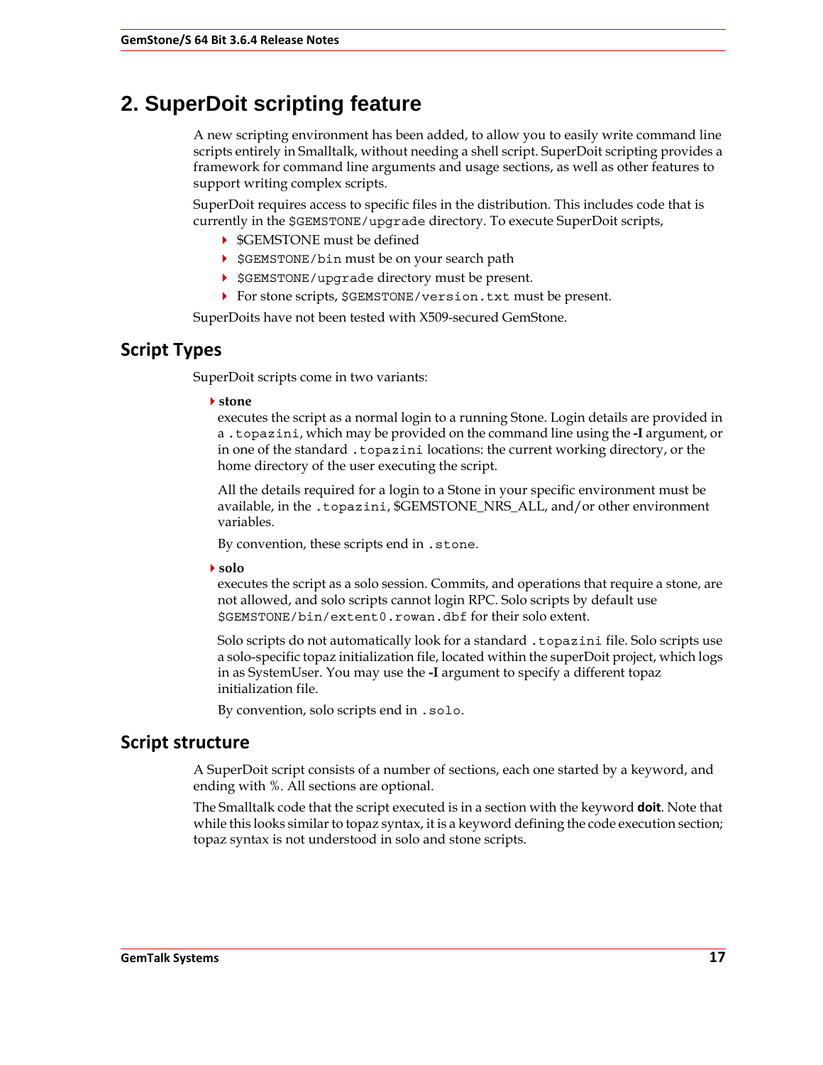# 2. SuperDoit scripting feature

A new scripting environment has been added, to allow you to easily write command line scripts entirely in Smalltalk, without needing a shell script. SuperDoit scripting provides a framework for command line arguments and usage sections, as well as other features to support writing complex scripts.

SuperDoit requires access to specific files in the distribution. This includes code that is currently in the `$GEMSTONE/upgrade` directory. To execute SuperDoit scripts,

- $GEMSTONE must be defined
- `$GEMSTONE/bin` must be on your search path
- `$GEMSTONE/upgrade` directory must be present.
- For stone scripts, `$GEMSTONE/version.txt` must be present.

SuperDoits have not been tested with X509-secured GemStone.

## Script Types

SuperDoit scripts come in two variants:

- **stone**
  executes the script as a normal login to a running Stone. Login details are provided in a `.topazini`, which may be provided on the command line using the **-I** argument, or in one of the standard `.topazini` locations: the current working directory, or the home directory of the user executing the script.

  All the details required for a login to a Stone in your specific environment must be available, in the `.topazini`, $GEMSTONE_NRS_ALL, and/or other environment variables.

  By convention, these scripts end in `.stone`.

- **solo**
  executes the script as a solo session. Commits, and operations that require a stone, are not allowed, and solo scripts cannot login RPC. Solo scripts by default use `$GEMSTONE/bin/extent0.rowan.dbf` for their solo extent.

  Solo scripts do not automatically look for a standard `.topazini` file. Solo scripts use a solo-specific topaz initialization file, located within the superDoit project, which logs in as SystemUser. You may use the **-I** argument to specify a different topaz initialization file.

  By convention, solo scripts end in `.solo`.

## Script structure

A SuperDoit script consists of a number of sections, each one started by a keyword, and ending with %. All sections are optional.

The Smalltalk code that the script executed is in a section with the keyword **doit**. Note that while this looks similar to topaz syntax, it is a keyword defining the code execution section; topaz syntax is not understood in solo and stone scripts.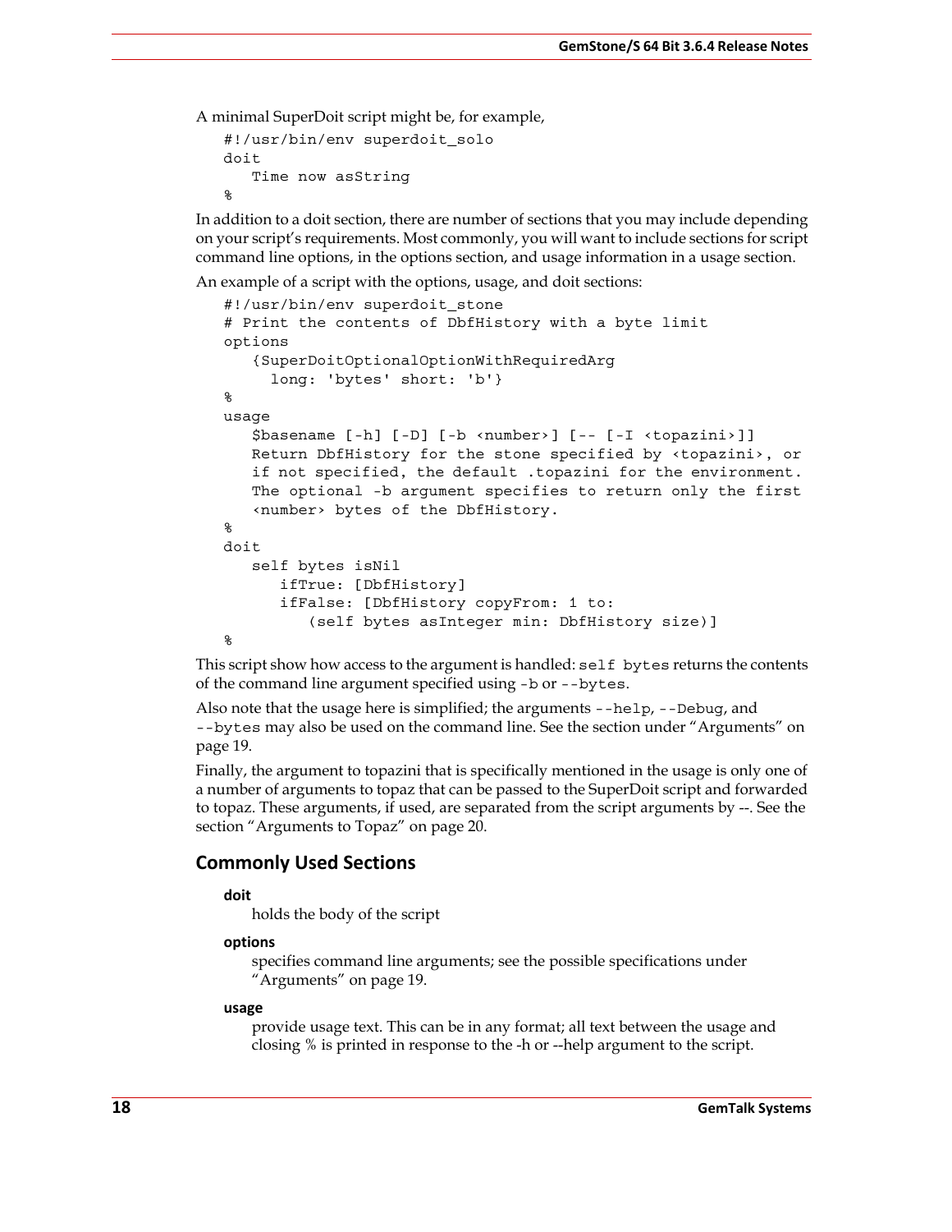A minimal SuperDoit script might be, for example,

```
#!/usr/bin/env superdoit_solo
doit
   Time now asString
%
```

In addition to a doit section, there are number of sections that you may include depending on your script's requirements. Most commonly, you will want to include sections for script command line options, in the options section, and usage information in a usage section.

An example of a script with the options, usage, and doit sections:

```
#!/usr/bin/env superdoit_stone
# Print the contents of DbfHistory with a byte limit
options
   {SuperDoitOptionalOptionWithRequiredArg
     long: 'bytes' short: 'b'}
%
usage
   $basename [-h] [-D] [-b <number>] [-- [-I <topazini>]]
   Return DbfHistory for the stone specified by <topazini>, or
   if not specified, the default .topazini for the environment.
   The optional -b argument specifies to return only the first
   <number> bytes of the DbfHistory.
%
doit
   self bytes isNil
      ifTrue: [DbfHistory]
      ifFalse: [DbfHistory copyFrom: 1 to:
         (self bytes asInteger min: DbfHistory size)]
%
```

This script show how access to the argument is handled: `self bytes` returns the contents of the command line argument specified using `-b` or `--bytes`.

Also note that the usage here is simplified; the arguments `--help`, `--Debug`, and `--bytes` may also be used on the command line. See the section under "Arguments" on page 19.

Finally, the argument to topazini that is specifically mentioned in the usage is only one of a number of arguments to topaz that can be passed to the SuperDoit script and forwarded to topaz. These arguments, if used, are separated from the script arguments by --. See the section "Arguments to Topaz" on page 20.

## Commonly Used Sections

**doit**

holds the body of the script

**options**

specifies command line arguments; see the possible specifications under "Arguments" on page 19.

**usage**

provide usage text. This can be in any format; all text between the usage and closing % is printed in response to the -h or --help argument to the script.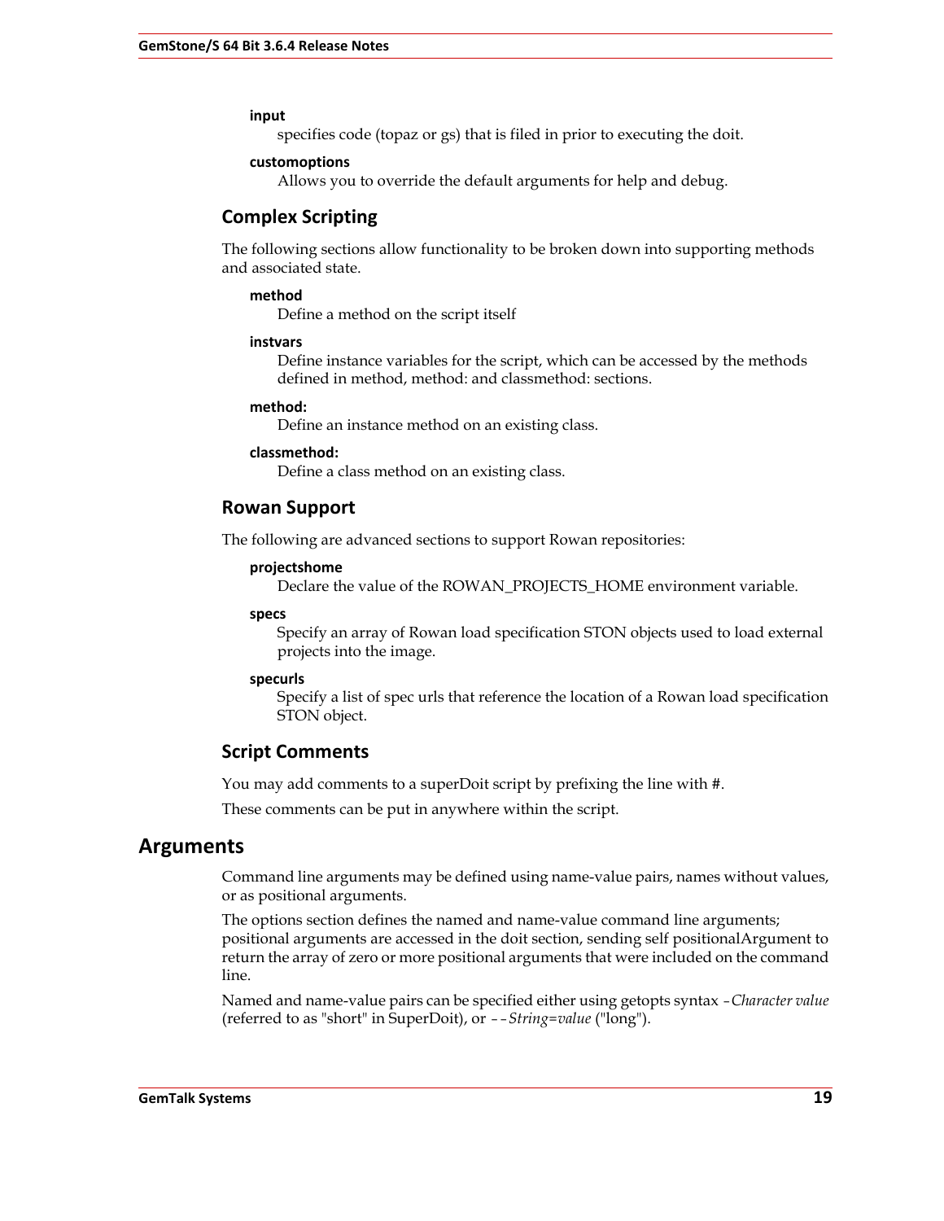**input**
: specifies code (topaz or gs) that is filed in prior to executing the doit.

**customoptions**
: Allows you to override the default arguments for help and debug.

### Complex Scripting

The following sections allow functionality to be broken down into supporting methods and associated state.

**method**
: Define a method on the script itself

**instvars**
: Define instance variables for the script, which can be accessed by the methods defined in method, method: and classmethod: sections.

**method:**
: Define an instance method on an existing class.

**classmethod:**
: Define a class method on an existing class.

### Rowan Support

The following are advanced sections to support Rowan repositories:

**projectshome**
: Declare the value of the ROWAN_PROJECTS_HOME environment variable.

**specs**
: Specify an array of Rowan load specification STON objects used to load external projects into the image.

**specurls**
: Specify a list of spec urls that reference the location of a Rowan load specification STON object.

### Script Comments

You may add comments to a superDoit script by prefixing the line with #.

These comments can be put in anywhere within the script.

## Arguments

Command line arguments may be defined using name-value pairs, names without values, or as positional arguments.

The options section defines the named and name-value command line arguments; positional arguments are accessed in the doit section, sending self positionalArgument to return the array of zero or more positional arguments that were included on the command line.

Named and name-value pairs can be specified either using getopts syntax -*Character value* (referred to as "short" in SuperDoit), or --*String*=*value* ("long").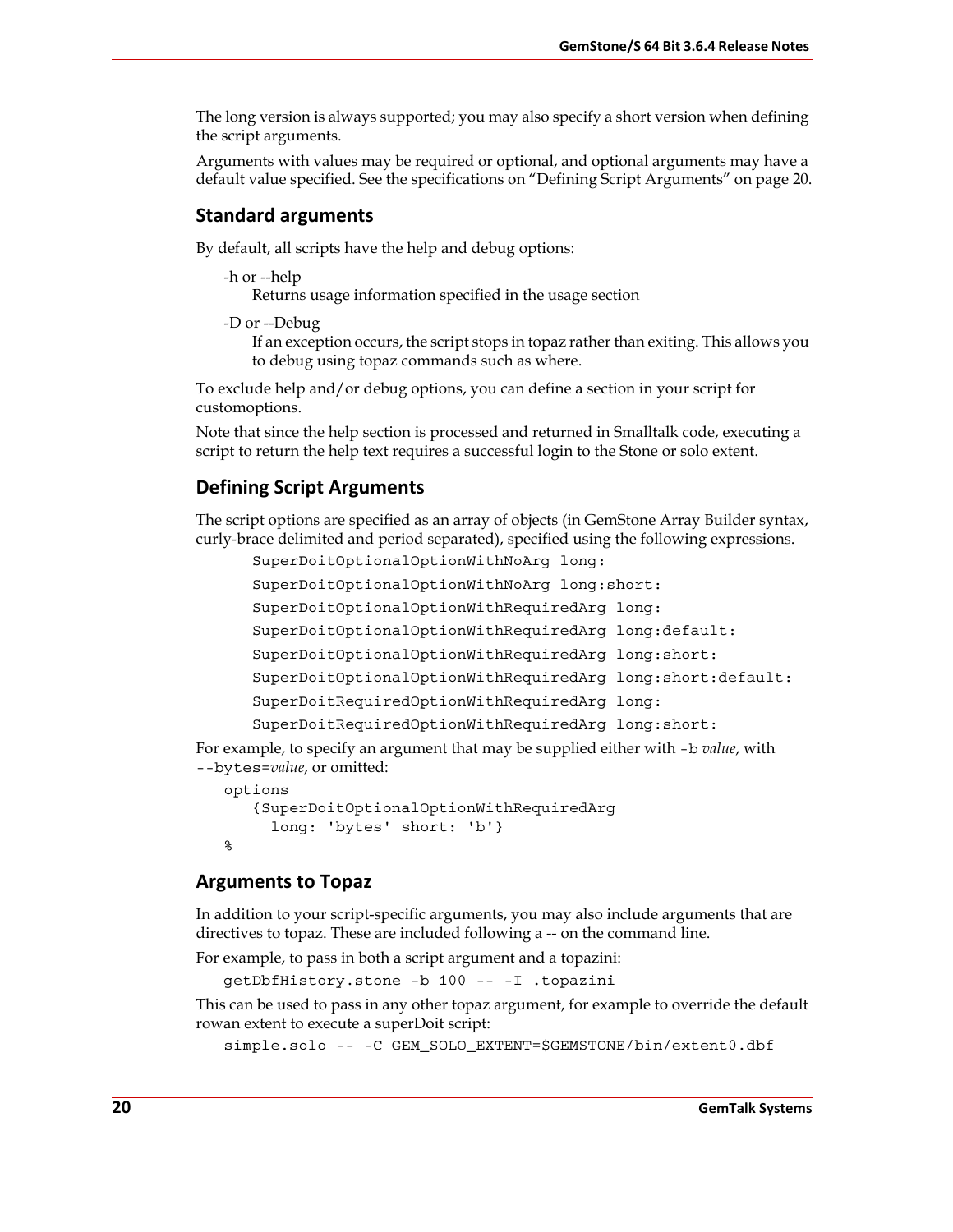The long version is always supported; you may also specify a short version when defining the script arguments.

Arguments with values may be required or optional, and optional arguments may have a default value specified. See the specifications on “Defining Script Arguments” on page 20.

## Standard arguments

By default, all scripts have the help and debug options:

-h or --help
: Returns usage information specified in the usage section

-D or --Debug
: If an exception occurs, the script stops in topaz rather than exiting. This allows you to debug using topaz commands such as where.

To exclude help and/or debug options, you can define a section in your script for customoptions.

Note that since the help section is processed and returned in Smalltalk code, executing a script to return the help text requires a successful login to the Stone or solo extent.

## Defining Script Arguments

The script options are specified as an array of objects (in GemStone Array Builder syntax, curly-brace delimited and period separated), specified using the following expressions.

```
SuperDoitOptionalOptionWithNoArg long:
SuperDoitOptionalOptionWithNoArg long:short:
SuperDoitOptionalOptionWithRequiredArg long:
SuperDoitOptionalOptionWithRequiredArg long:default:
SuperDoitOptionalOptionWithRequiredArg long:short:
SuperDoitOptionalOptionWithRequiredArg long:short:default:
SuperDoitRequiredOptionWithRequiredArg long:
SuperDoitRequiredOptionWithRequiredArg long:short:
```

For example, to specify an argument that may be supplied either with `-b` *value*, with `--bytes=`*value*, or omitted:

```
options
   {SuperDoitOptionalOptionWithRequiredArg
     long: 'bytes' short: 'b'}
%
```

## Arguments to Topaz

In addition to your script-specific arguments, you may also include arguments that are directives to topaz. These are included following a -- on the command line.

For example, to pass in both a script argument and a topazini:

```
getDbfHistory.stone -b 100 -- -I .topazini
```

This can be used to pass in any other topaz argument, for example to override the default rowan extent to execute a superDoit script:

```
simple.solo -- -C GEM_SOLO_EXTENT=$GEMSTONE/bin/extent0.dbf
```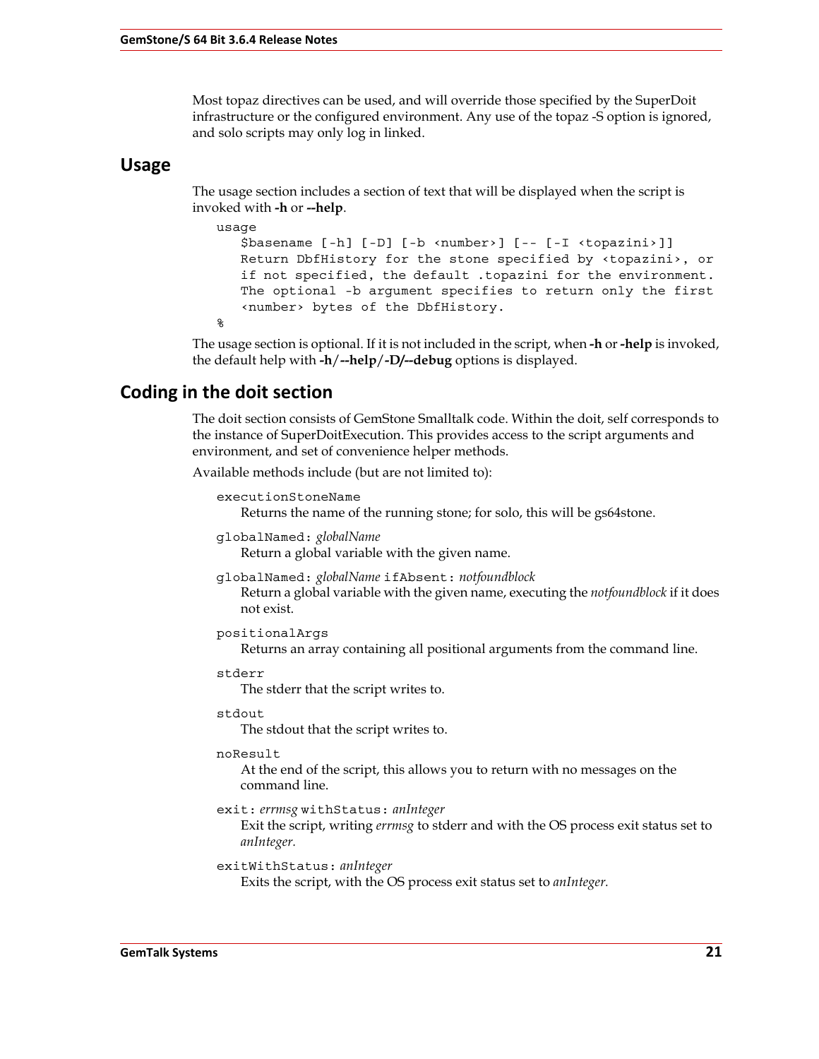Most topaz directives can be used, and will override those specified by the SuperDoit infrastructure or the configured environment. Any use of the topaz -S option is ignored, and solo scripts may only log in linked.

## Usage

The usage section includes a section of text that will be displayed when the script is invoked with **-h** or **--help**.

```
usage
   $basename [-h] [-D] [-b <number>] [-- [-I <topazini>]]
   Return DbfHistory for the stone specified by <topazini>, or
   if not specified, the default .topazini for the environment.
   The optional -b argument specifies to return only the first
   <number> bytes of the DbfHistory.
%
```

The usage section is optional. If it is not included in the script, when **-h** or **-help** is invoked, the default help with **-h**/**--help**/**-D/--debug** options is displayed.

## Coding in the doit section

The doit section consists of GemStone Smalltalk code. Within the doit, self corresponds to the instance of SuperDoitExecution. This provides access to the script arguments and environment, and set of convenience helper methods.

Available methods include (but are not limited to):

`executionStoneName`
: Returns the name of the running stone; for solo, this will be gs64stone.

`globalNamed:` *globalName*
: Return a global variable with the given name.

`globalNamed:` *globalName* `ifAbsent:` *notfoundblock*
: Return a global variable with the given name, executing the *notfoundblock* if it does not exist.

`positionalArgs`
: Returns an array containing all positional arguments from the command line.

`stderr`
: The stderr that the script writes to.

`stdout`
: The stdout that the script writes to.

`noResult`
: At the end of the script, this allows you to return with no messages on the command line.

`exit:` *errmsg* `withStatus:` *anInteger*
: Exit the script, writing *errmsg* to stderr and with the OS process exit status set to *anInteger*.

`exitWithStatus:` *anInteger*
: Exits the script, with the OS process exit status set to *anInteger*.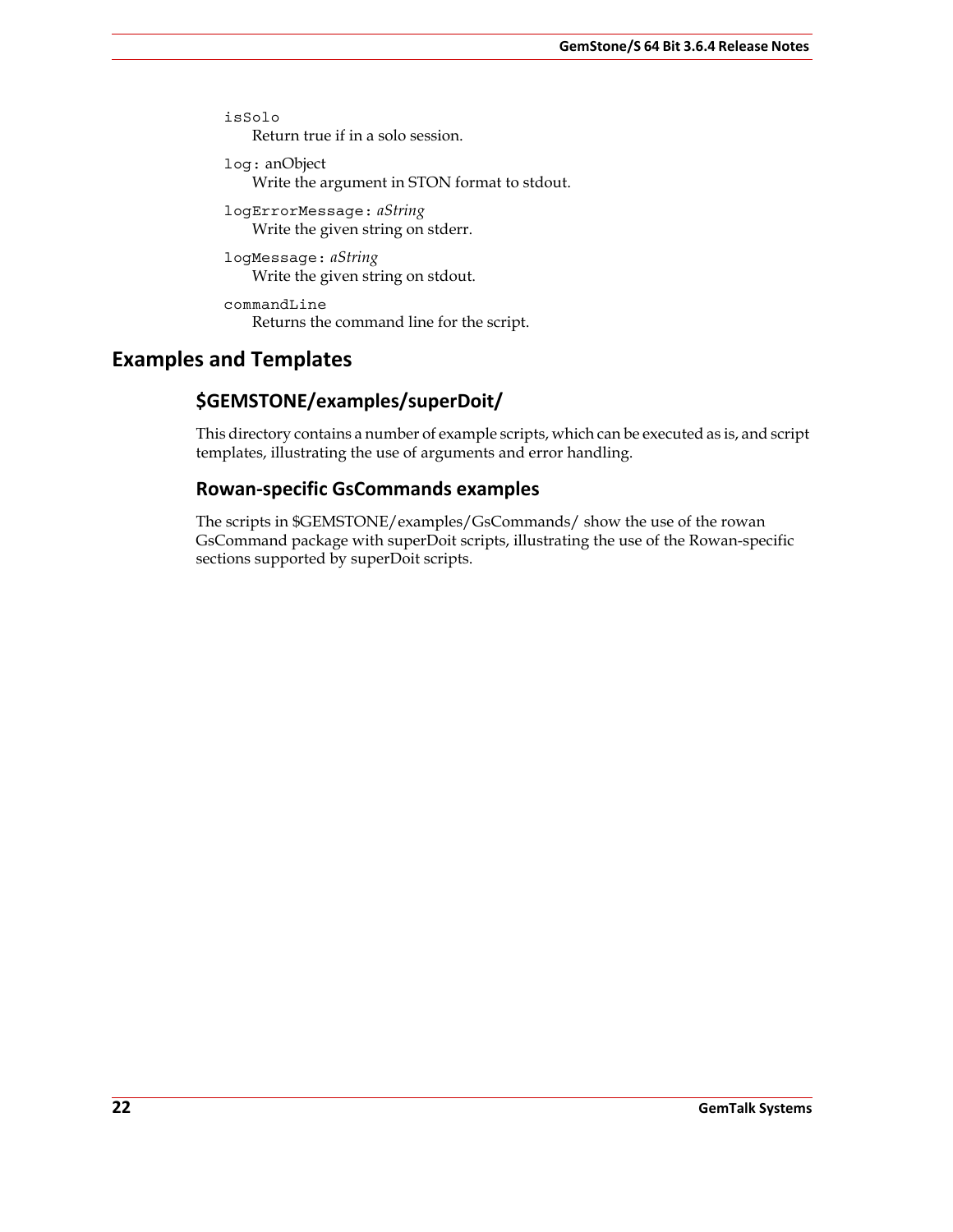`isSolo`
: Return true if in a solo session.

`log:` anObject
: Write the argument in STON format to stdout.

`logErrorMessage:` *aString*
: Write the given string on stderr.

`logMessage:` *aString*
: Write the given string on stdout.

`commandLine`
: Returns the command line for the script.

## Examples and Templates

### $GEMSTONE/examples/superDoit/

This directory contains a number of example scripts, which can be executed as is, and script templates, illustrating the use of arguments and error handling.

### Rowan-specific GsCommands examples

The scripts in $GEMSTONE/examples/GsCommands/ show the use of the rowan GsCommand package with superDoit scripts, illustrating the use of the Rowan-specific sections supported by superDoit scripts.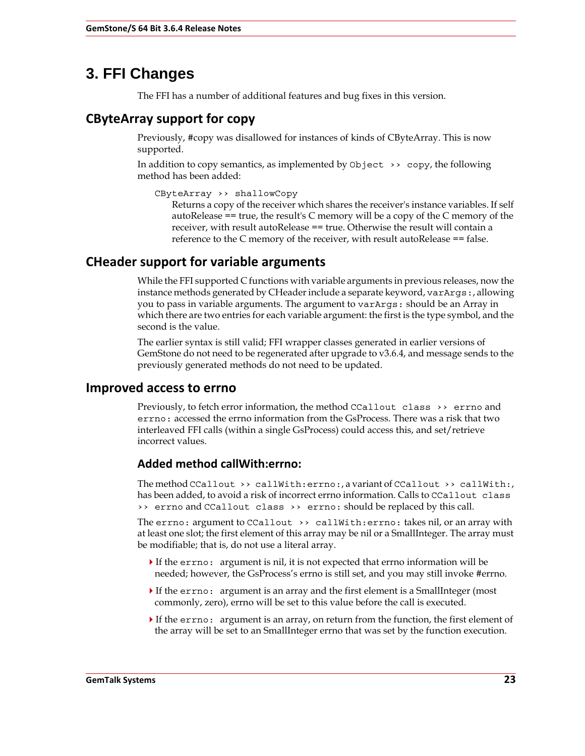# 3. FFI Changes

The FFI has a number of additional features and bug fixes in this version.

## CByteArray support for copy

Previously, #copy was disallowed for instances of kinds of CByteArray. This is now supported.

In addition to copy semantics, as implemented by `Object >> copy`, the following method has been added:

`CByteArray >> shallowCopy`
Returns a copy of the receiver which shares the receiver's instance variables. If self autoRelease == true, the result's C memory will be a copy of the C memory of the receiver, with result autoRelease == true. Otherwise the result will contain a reference to the C memory of the receiver, with result autoRelease == false.

## CHeader support for variable arguments

While the FFI supported C functions with variable arguments in previous releases, now the instance methods generated by CHeader include a separate keyword, `varArgs:`, allowing you to pass in variable arguments. The argument to `varArgs:` should be an Array in which there are two entries for each variable argument: the first is the type symbol, and the second is the value.

The earlier syntax is still valid; FFI wrapper classes generated in earlier versions of GemStone do not need to be regenerated after upgrade to v3.6.4, and message sends to the previously generated methods do not need to be updated.

## Improved access to errno

Previously, to fetch error information, the method `CCallout class >> errno` and `errno:` accessed the errno information from the GsProcess. There was a risk that two interleaved FFI calls (within a single GsProcess) could access this, and set/retrieve incorrect values.

### Added method callWith:errno:

The method `CCallout >> callWith:errno:`, a variant of `CCallout >> callWith:`, has been added, to avoid a risk of incorrect errno information. Calls to `CCallout class >> errno` and `CCallout class >> errno:` should be replaced by this call.

The `errno:` argument to `CCallout >> callWith:errno:` takes nil, or an array with at least one slot; the first element of this array may be nil or a SmallInteger. The array must be modifiable; that is, do not use a literal array.

- If the `errno:` argument is nil, it is not expected that errno information will be needed; however, the GsProcess's errno is still set, and you may still invoke #errno.
- If the `errno:` argument is an array and the first element is a SmallInteger (most commonly, zero), errno will be set to this value before the call is executed.
- If the `errno:` argument is an array, on return from the function, the first element of the array will be set to an SmallInteger errno that was set by the function execution.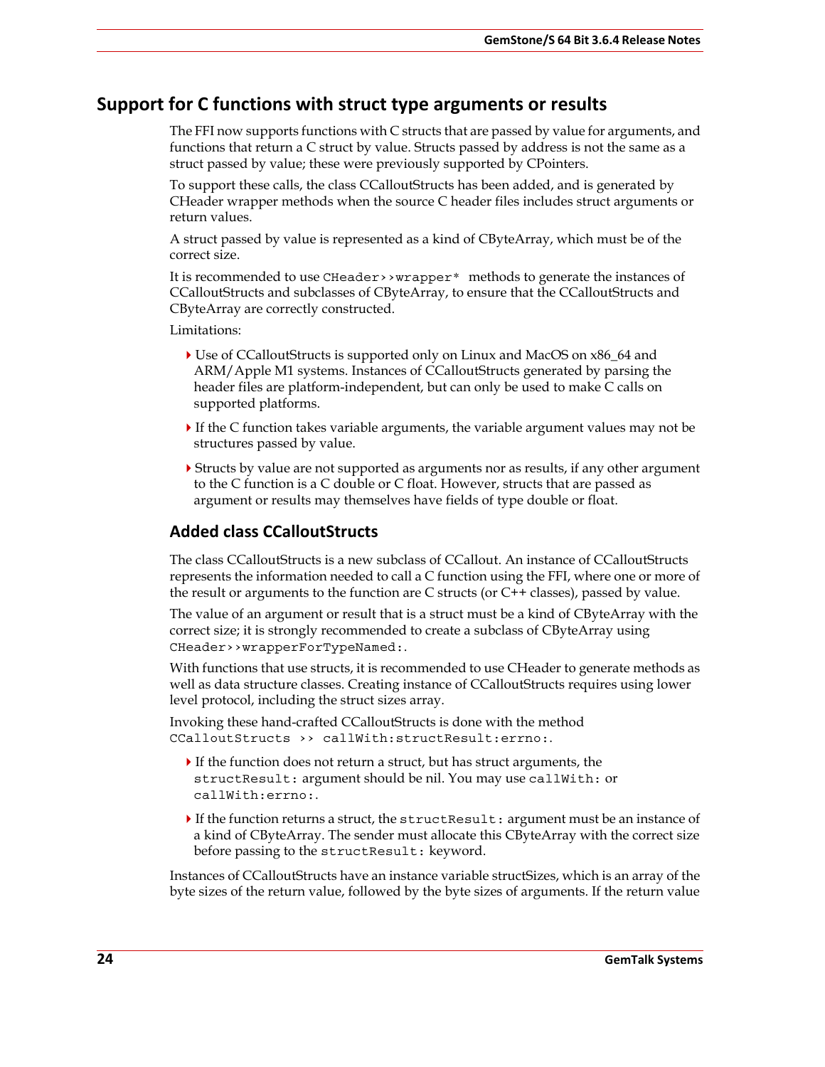## Support for C functions with struct type arguments or results

The FFI now supports functions with C structs that are passed by value for arguments, and functions that return a C struct by value. Structs passed by address is not the same as a struct passed by value; these were previously supported by CPointers.

To support these calls, the class CCalloutStructs has been added, and is generated by CHeader wrapper methods when the source C header files includes struct arguments or return values.

A struct passed by value is represented as a kind of CByteArray, which must be of the correct size.

It is recommended to use `CHeader>>wrapper*` methods to generate the instances of CCalloutStructs and subclasses of CByteArray, to ensure that the CCalloutStructs and CByteArray are correctly constructed.

Limitations:

- Use of CCalloutStructs is supported only on Linux and MacOS on x86_64 and ARM/Apple M1 systems. Instances of CCalloutStructs generated by parsing the header files are platform-independent, but can only be used to make C calls on supported platforms.
- If the C function takes variable arguments, the variable argument values may not be structures passed by value.
- Structs by value are not supported as arguments nor as results, if any other argument to the C function is a C double or C float. However, structs that are passed as argument or results may themselves have fields of type double or float.

### Added class CCalloutStructs

The class CCalloutStructs is a new subclass of CCallout. An instance of CCalloutStructs represents the information needed to call a C function using the FFI, where one or more of the result or arguments to the function are C structs (or C++ classes), passed by value.

The value of an argument or result that is a struct must be a kind of CByteArray with the correct size; it is strongly recommended to create a subclass of CByteArray using `CHeader>>wrapperForTypeNamed:`.

With functions that use structs, it is recommended to use CHeader to generate methods as well as data structure classes. Creating instance of CCalloutStructs requires using lower level protocol, including the struct sizes array.

Invoking these hand-crafted CCalloutStructs is done with the method `CCalloutStructs >> callWith:structResult:errno:`.

- If the function does not return a struct, but has struct arguments, the `structResult:` argument should be nil. You may use `callWith:` or `callWith:errno:`.
- If the function returns a struct, the `structResult:` argument must be an instance of a kind of CByteArray. The sender must allocate this CByteArray with the correct size before passing to the `structResult:` keyword.

Instances of CCalloutStructs have an instance variable structSizes, which is an array of the byte sizes of the return value, followed by the byte sizes of arguments. If the return value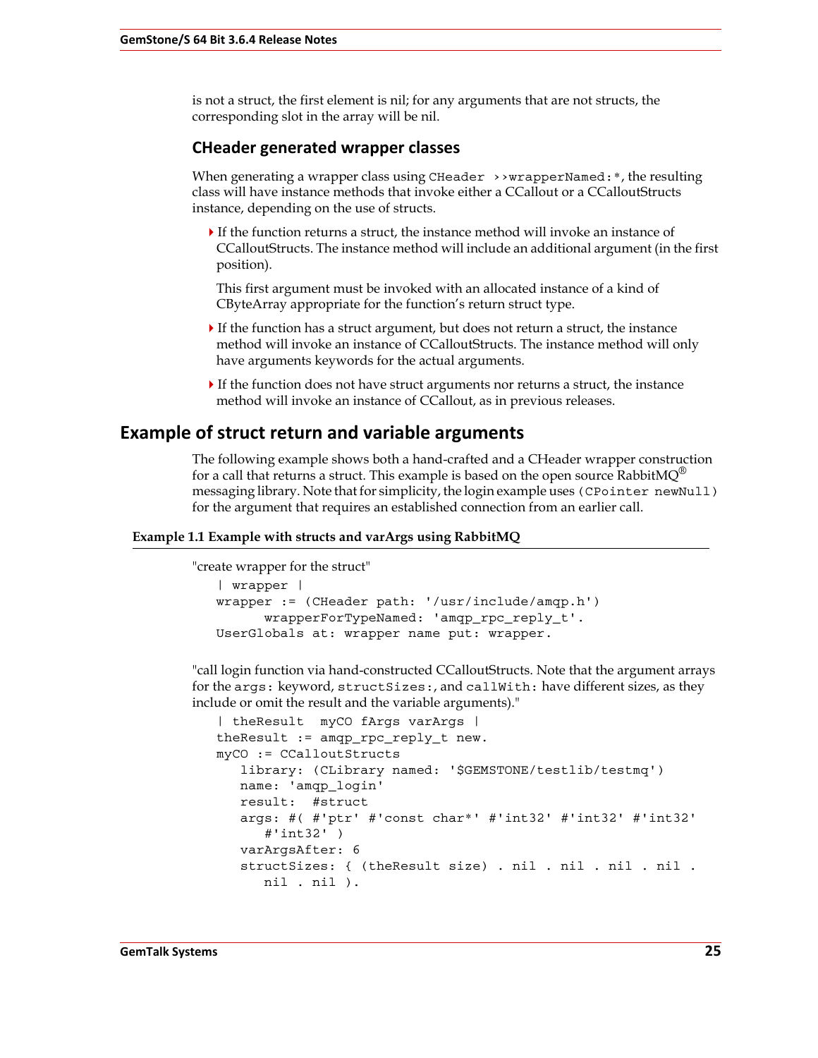is not a struct, the first element is nil; for any arguments that are not structs, the corresponding slot in the array will be nil.

### CHeader generated wrapper classes

When generating a wrapper class using `CHeader >>wrapperNamed:*`, the resulting class will have instance methods that invoke either a CCallout or a CCalloutStructs instance, depending on the use of structs.

- If the function returns a struct, the instance method will invoke an instance of CCalloutStructs. The instance method will include an additional argument (in the first position).

  This first argument must be invoked with an allocated instance of a kind of CByteArray appropriate for the function's return struct type.

- If the function has a struct argument, but does not return a struct, the instance method will invoke an instance of CCalloutStructs. The instance method will only have arguments keywords for the actual arguments.

- If the function does not have struct arguments nor returns a struct, the instance method will invoke an instance of CCallout, as in previous releases.

## Example of struct return and variable arguments

The following example shows both a hand-crafted and a CHeader wrapper construction for a call that returns a struct. This example is based on the open source RabbitMQ® messaging library. Note that for simplicity, the login example uses `(CPointer newNull)` for the argument that requires an established connection from an earlier call.

**Example 1.1 Example with structs and varArgs using RabbitMQ**

"create wrapper for the struct"

```
| wrapper |
wrapper := (CHeader path: '/usr/include/amqp.h')
      wrapperForTypeNamed: 'amqp_rpc_reply_t'.
UserGlobals at: wrapper name put: wrapper.
```

"call login function via hand-constructed CCalloutStructs. Note that the argument arrays for the `args:` keyword, `structSizes:`, and `callWith:` have different sizes, as they include or omit the result and the variable arguments)."

```
| theResult  myCO fArgs varArgs |
theResult := amqp_rpc_reply_t new.
myCO := CCalloutStructs
   library: (CLibrary named: '$GEMSTONE/testlib/testmq')
   name: 'amqp_login'
   result:  #struct
   args: #( #'ptr' #'const char*' #'int32' #'int32' #'int32'
      #'int32' )
   varArgsAfter: 6
   structSizes: { (theResult size) . nil . nil . nil . nil .
      nil . nil ).
```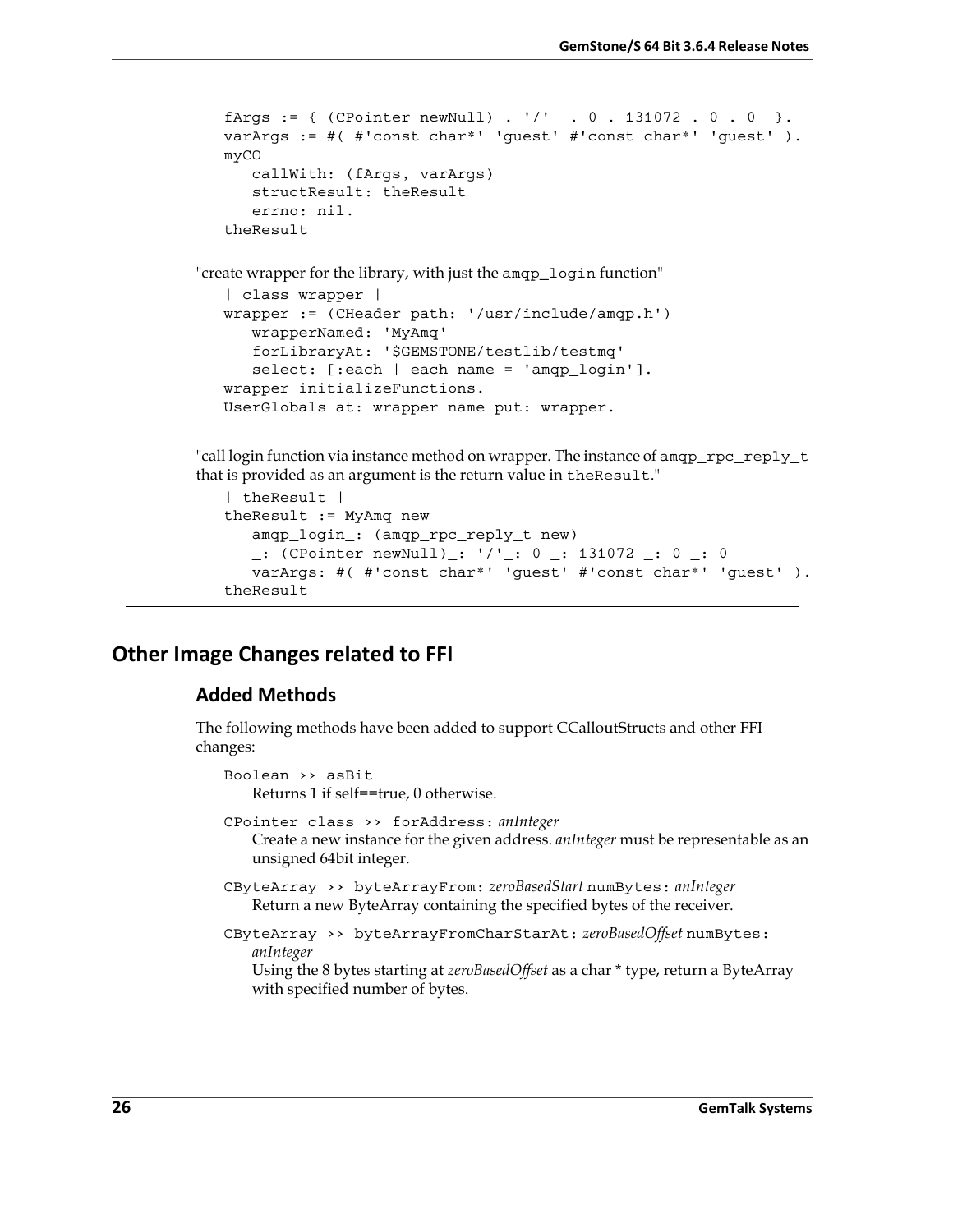```
fArgs := { (CPointer newNull) . '/'  . 0 . 131072 . 0 . 0  }.
varArgs := #( #'const char*' 'guest' #'const char*' 'guest' ).
myCO
   callWith: (fArgs, varArgs)
   structResult: theResult
   errno: nil.
theResult
```

"create wrapper for the library, with just the `amqp_login` function"

```
| class wrapper |
wrapper := (CHeader path: '/usr/include/amqp.h')
   wrapperNamed: 'MyAmq'
   forLibraryAt: '$GEMSTONE/testlib/testmq'
   select: [:each | each name = 'amqp_login'].
wrapper initializeFunctions.
UserGlobals at: wrapper name put: wrapper.
```

"call login function via instance method on wrapper. The instance of `amqp_rpc_reply_t` that is provided as an argument is the return value in `theResult`."

```
| theResult |
theResult := MyAmq new
   amqp_login_: (amqp_rpc_reply_t new)
   _: (CPointer newNull)_: '/'_: 0 _: 131072 _: 0 _: 0
   varArgs: #( #'const char*' 'guest' #'const char*' 'guest' ).
theResult
```

## Other Image Changes related to FFI

### Added Methods

The following methods have been added to support CCalloutStructs and other FFI changes:

`Boolean >> asBit`
Returns 1 if self==true, 0 otherwise.

`CPointer class >> forAddress:` *anInteger*
Create a new instance for the given address. *anInteger* must be representable as an unsigned 64bit integer.

`CByteArray >> byteArrayFrom:` *zeroBasedStart* `numBytes:` *anInteger*
Return a new ByteArray containing the specified bytes of the receiver.

`CByteArray >> byteArrayFromCharStarAt:` *zeroBasedOffset* `numBytes:` *anInteger*
Using the 8 bytes starting at *zeroBasedOffset* as a char * type, return a ByteArray with specified number of bytes.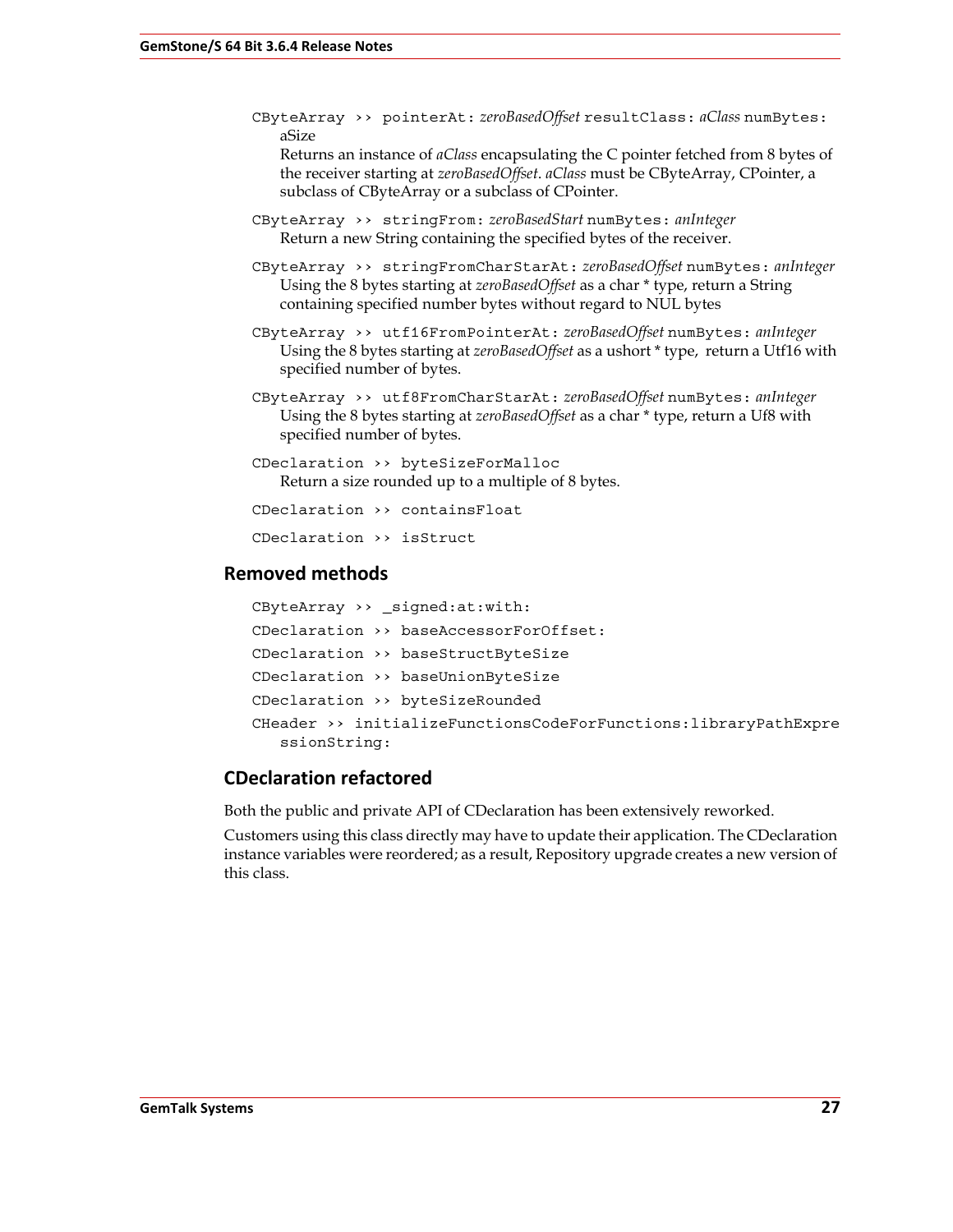CByteArray ›› pointerAt: *zeroBasedOffset* resultClass: *aClass* numBytes: aSize
: Returns an instance of *aClass* encapsulating the C pointer fetched from 8 bytes of the receiver starting at *zeroBasedOffset*. *aClass* must be CByteArray, CPointer, a subclass of CByteArray or a subclass of CPointer.

CByteArray ›› stringFrom: *zeroBasedStart* numBytes: *anInteger*
: Return a new String containing the specified bytes of the receiver.

CByteArray ›› stringFromCharStarAt: *zeroBasedOffset* numBytes: *anInteger*
: Using the 8 bytes starting at *zeroBasedOffset* as a char * type, return a String containing specified number bytes without regard to NUL bytes

CByteArray ›› utf16FromPointerAt: *zeroBasedOffset* numBytes: *anInteger*
: Using the 8 bytes starting at *zeroBasedOffset* as a ushort * type, return a Utf16 with specified number of bytes.

CByteArray ›› utf8FromCharStarAt: *zeroBasedOffset* numBytes: *anInteger*
: Using the 8 bytes starting at *zeroBasedOffset* as a char * type, return a Uf8 with specified number of bytes.

CDeclaration ›› byteSizeForMalloc
: Return a size rounded up to a multiple of 8 bytes.

CDeclaration ›› containsFloat

CDeclaration ›› isStruct

### Removed methods

CByteArray ›› _signed:at:with:

CDeclaration ›› baseAccessorForOffset:

CDeclaration ›› baseStructByteSize

CDeclaration ›› baseUnionByteSize

CDeclaration ›› byteSizeRounded

CHeader ›› initializeFunctionsCodeForFunctions:libraryPathExpressionString:

### CDeclaration refactored

Both the public and private API of CDeclaration has been extensively reworked.

Customers using this class directly may have to update their application. The CDeclaration instance variables were reordered; as a result, Repository upgrade creates a new version of this class.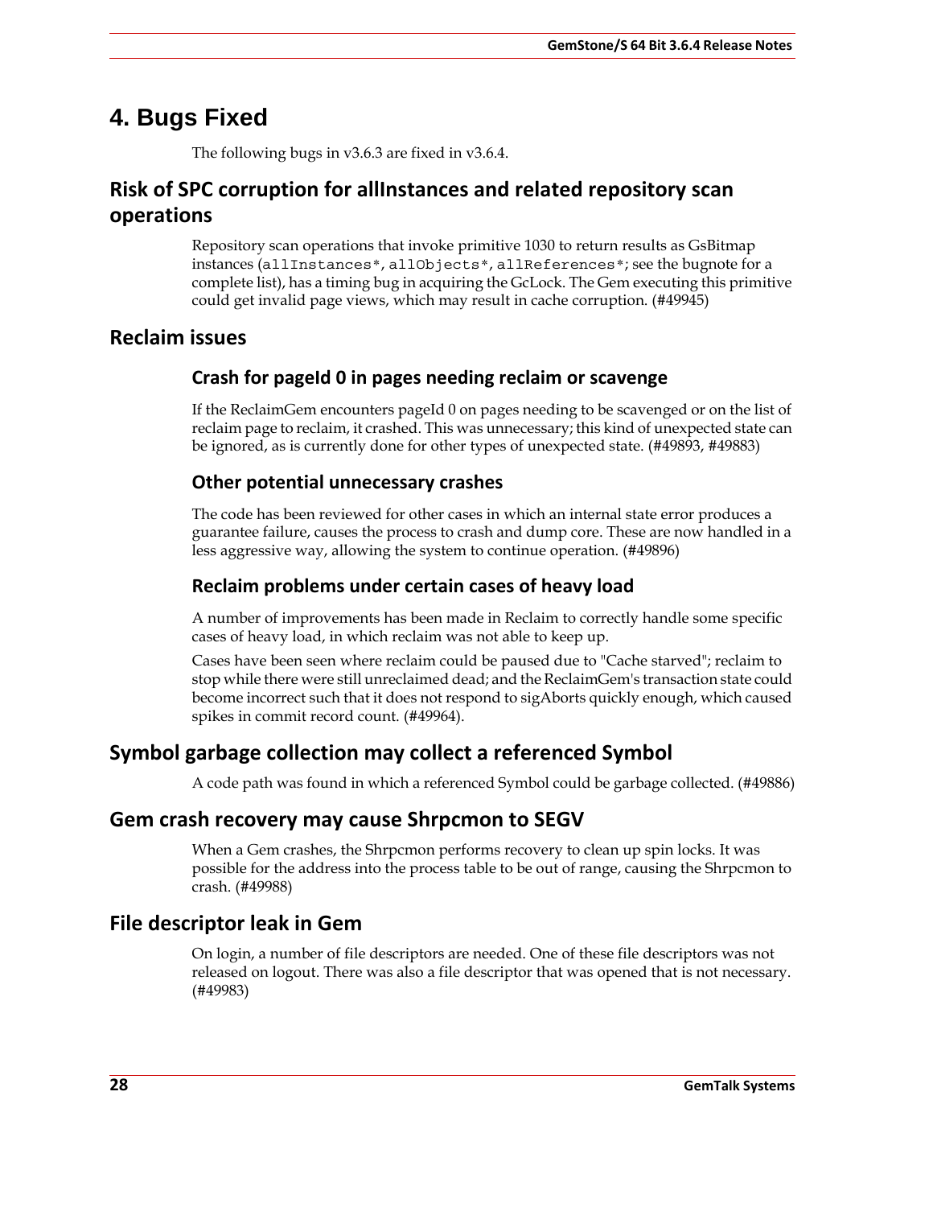# 4. Bugs Fixed

The following bugs in v3.6.3 are fixed in v3.6.4.

## Risk of SPC corruption for allInstances and related repository scan operations

Repository scan operations that invoke primitive 1030 to return results as GsBitmap instances (`allInstances*`, `allObjects*`, `allReferences*`; see the bugnote for a complete list), has a timing bug in acquiring the GcLock. The Gem executing this primitive could get invalid page views, which may result in cache corruption. (#49945)

## Reclaim issues

### Crash for pageId 0 in pages needing reclaim or scavenge

If the ReclaimGem encounters pageId 0 on pages needing to be scavenged or on the list of reclaim page to reclaim, it crashed. This was unnecessary; this kind of unexpected state can be ignored, as is currently done for other types of unexpected state. (#49893, #49883)

### Other potential unnecessary crashes

The code has been reviewed for other cases in which an internal state error produces a guarantee failure, causes the process to crash and dump core. These are now handled in a less aggressive way, allowing the system to continue operation. (#49896)

### Reclaim problems under certain cases of heavy load

A number of improvements has been made in Reclaim to correctly handle some specific cases of heavy load, in which reclaim was not able to keep up.

Cases have been seen where reclaim could be paused due to "Cache starved"; reclaim to stop while there were still unreclaimed dead; and the ReclaimGem's transaction state could become incorrect such that it does not respond to sigAborts quickly enough, which caused spikes in commit record count. (#49964).

## Symbol garbage collection may collect a referenced Symbol

A code path was found in which a referenced Symbol could be garbage collected. (#49886)

## Gem crash recovery may cause Shrpcmon to SEGV

When a Gem crashes, the Shrpcmon performs recovery to clean up spin locks. It was possible for the address into the process table to be out of range, causing the Shrpcmon to crash. (#49988)

## File descriptor leak in Gem

On login, a number of file descriptors are needed. One of these file descriptors was not released on logout. There was also a file descriptor that was opened that is not necessary. (#49983)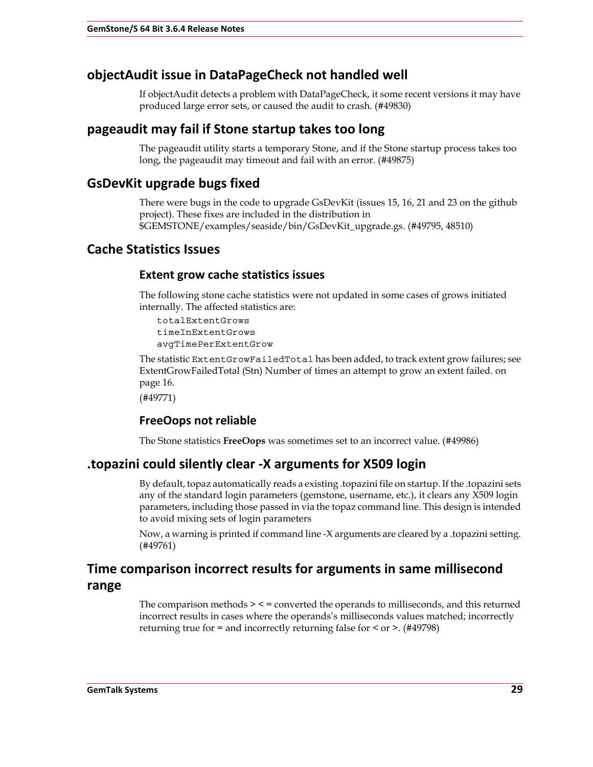## objectAudit issue in DataPageCheck not handled well

If objectAudit detects a problem with DataPageCheck, it some recent versions it may have produced large error sets, or caused the audit to crash. (#49830)

## pageaudit may fail if Stone startup takes too long

The pageaudit utility starts a temporary Stone, and if the Stone startup process takes too long, the pageaudit may timeout and fail with an error. (#49875)

## GsDevKit upgrade bugs fixed

There were bugs in the code to upgrade GsDevKit (issues 15, 16, 21 and 23 on the github project). These fixes are included in the distribution in $GEMSTONE/examples/seaside/bin/GsDevKit_upgrade.gs. (#49795, 48510)

## Cache Statistics Issues

### Extent grow cache statistics issues

The following stone cache statistics were not updated in some cases of grows initiated internally. The affected statistics are:

```
totalExtentGrows
timeInExtentGrows
avgTimePerExtentGrow
```

The statistic `ExtentGrowFailedTotal` has been added, to track extent grow failures; see ExtentGrowFailedTotal (Stn) Number of times an attempt to grow an extent failed. on page 16.

(#49771)

### FreeOops not reliable

The Stone statistics **FreeOops** was sometimes set to an incorrect value. (#49986)

## .topazini could silently clear -X arguments for X509 login

By default, topaz automatically reads a existing .topazini file on startup. If the .topazini sets any of the standard login parameters (gemstone, username, etc.), it clears any X509 login parameters, including those passed in via the topaz command line. This design is intended to avoid mixing sets of login parameters

Now, a warning is printed if command line -X arguments are cleared by a .topazini setting. (#49761)

## Time comparison incorrect results for arguments in same millisecond range

The comparison methods > < = converted the operands to milliseconds, and this returned incorrect results in cases where the operands's milliseconds values matched; incorrectly returning true for = and incorrectly returning false for < or >. (#49798)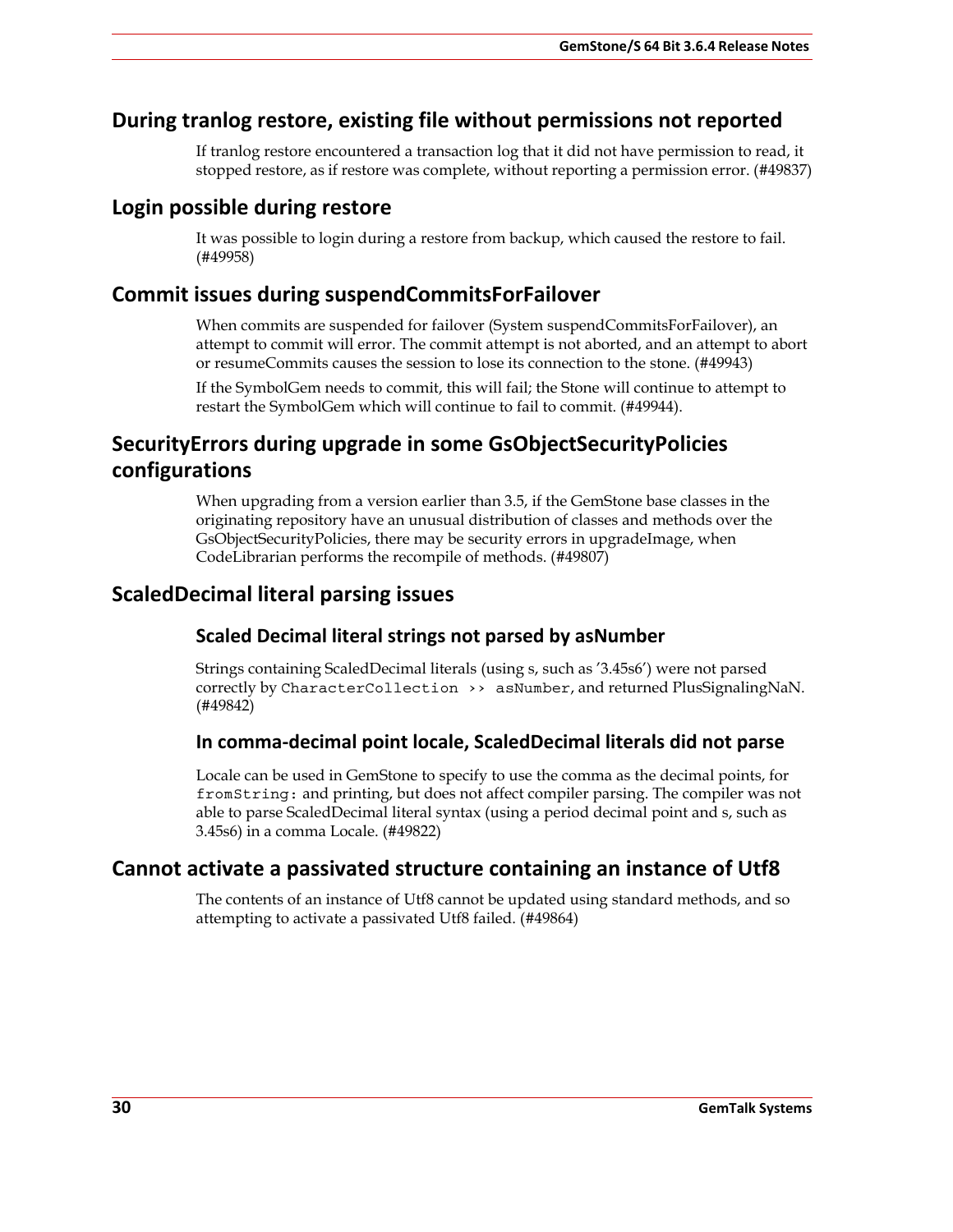## During tranlog restore, existing file without permissions not reported

If tranlog restore encountered a transaction log that it did not have permission to read, it stopped restore, as if restore was complete, without reporting a permission error. (#49837)

## Login possible during restore

It was possible to login during a restore from backup, which caused the restore to fail. (#49958)

## Commit issues during suspendCommitsForFailover

When commits are suspended for failover (System suspendCommitsForFailover), an attempt to commit will error. The commit attempt is not aborted, and an attempt to abort or resumeCommits causes the session to lose its connection to the stone. (#49943)

If the SymbolGem needs to commit, this will fail; the Stone will continue to attempt to restart the SymbolGem which will continue to fail to commit. (#49944).

## SecurityErrors during upgrade in some GsObjectSecurityPolicies configurations

When upgrading from a version earlier than 3.5, if the GemStone base classes in the originating repository have an unusual distribution of classes and methods over the GsObjectSecurityPolicies, there may be security errors in upgradeImage, when CodeLibrarian performs the recompile of methods. (#49807)

## ScaledDecimal literal parsing issues

### Scaled Decimal literal strings not parsed by asNumber

Strings containing ScaledDecimal literals (using s, such as '3.45s6') were not parsed correctly by `CharacterCollection >> asNumber`, and returned PlusSignalingNaN. (#49842)

### In comma-decimal point locale, ScaledDecimal literals did not parse

Locale can be used in GemStone to specify to use the comma as the decimal points, for `fromString:` and printing, but does not affect compiler parsing. The compiler was not able to parse ScaledDecimal literal syntax (using a period decimal point and s, such as 3.45s6) in a comma Locale. (#49822)

## Cannot activate a passivated structure containing an instance of Utf8

The contents of an instance of Utf8 cannot be updated using standard methods, and so attempting to activate a passivated Utf8 failed. (#49864)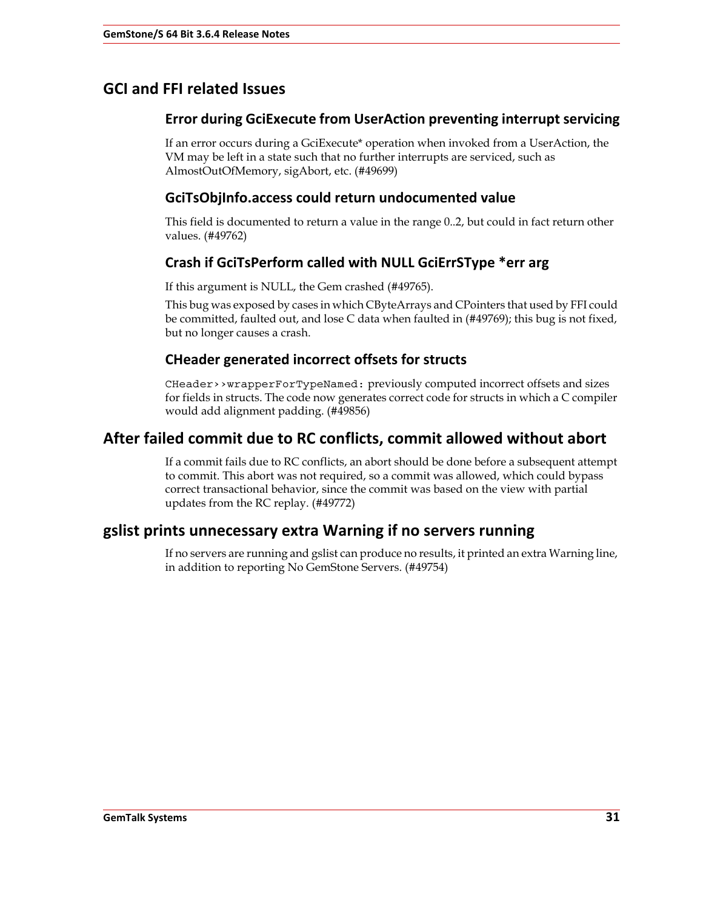## GCI and FFI related Issues

### Error during GciExecute from UserAction preventing interrupt servicing

If an error occurs during a GciExecute* operation when invoked from a UserAction, the VM may be left in a state such that no further interrupts are serviced, such as AlmostOutOfMemory, sigAbort, etc. (#49699)

### GciTsObjInfo.access could return undocumented value

This field is documented to return a value in the range 0..2, but could in fact return other values. (#49762)

### Crash if GciTsPerform called with NULL GciErrSType *err arg

If this argument is NULL, the Gem crashed (#49765).

This bug was exposed by cases in which CByteArrays and CPointers that used by FFI could be committed, faulted out, and lose C data when faulted in (#49769); this bug is not fixed, but no longer causes a crash.

### CHeader generated incorrect offsets for structs

`CHeader>>wrapperForTypeNamed:` previously computed incorrect offsets and sizes for fields in structs. The code now generates correct code for structs in which a C compiler would add alignment padding. (#49856)

## After failed commit due to RC conflicts, commit allowed without abort

If a commit fails due to RC conflicts, an abort should be done before a subsequent attempt to commit. This abort was not required, so a commit was allowed, which could bypass correct transactional behavior, since the commit was based on the view with partial updates from the RC replay. (#49772)

## gslist prints unnecessary extra Warning if no servers running

If no servers are running and gslist can produce no results, it printed an extra Warning line, in addition to reporting No GemStone Servers. (#49754)